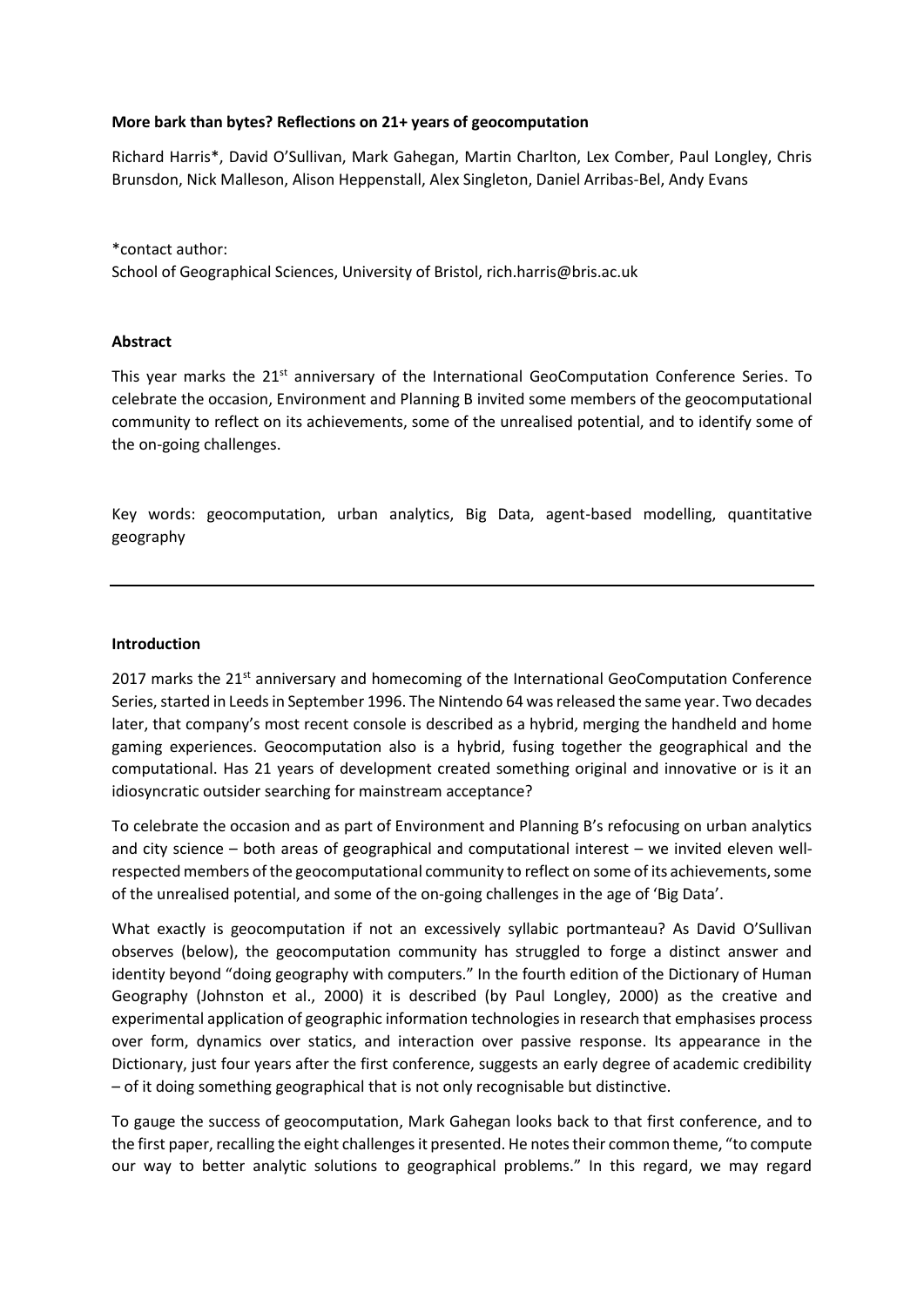**More bark than bytes? Reflections on 21+ years of geocomputation**

Richard Harris*, David O'Sullivan, Mark Gahegan, Martin Charlton, Lex Comber, Paul Longley, Chris Brunsdon, Nick Malleson, Alison Heppenstall, Alex Singleton, Daniel Arribas-Bel, Andy Evans

*contact author:
School of Geographical Sciences, University of Bristol, rich.harris@bris.ac.uk

**Abstract**

This year marks the 21st anniversary of the International GeoComputation Conference Series. To celebrate the occasion, Environment and Planning B invited some members of the geocomputational community to reflect on its achievements, some of the unrealised potential, and to identify some of the on-going challenges.

Key words: geocomputation, urban analytics, Big Data, agent-based modelling, quantitative geography

---

**Introduction**

2017 marks the 21st anniversary and homecoming of the International GeoComputation Conference Series, started in Leeds in September 1996. The Nintendo 64 was released the same year. Two decades later, that company's most recent console is described as a hybrid, merging the handheld and home gaming experiences. Geocomputation also is a hybrid, fusing together the geographical and the computational. Has 21 years of development created something original and innovative or is it an idiosyncratic outsider searching for mainstream acceptance?

To celebrate the occasion and as part of Environment and Planning B's refocusing on urban analytics and city science – both areas of geographical and computational interest – we invited eleven well-respected members of the geocomputational community to reflect on some of its achievements, some of the unrealised potential, and some of the on-going challenges in the age of 'Big Data'.

What exactly is geocomputation if not an excessively syllabic portmanteau? As David O'Sullivan observes (below), the geocomputation community has struggled to forge a distinct answer and identity beyond "doing geography with computers." In the fourth edition of the Dictionary of Human Geography (Johnston et al., 2000) it is described (by Paul Longley, 2000) as the creative and experimental application of geographic information technologies in research that emphasises process over form, dynamics over statics, and interaction over passive response. Its appearance in the Dictionary, just four years after the first conference, suggests an early degree of academic credibility – of it doing something geographical that is not only recognisable but distinctive.

To gauge the success of geocomputation, Mark Gahegan looks back to that first conference, and to the first paper, recalling the eight challenges it presented. He notes their common theme, "to compute our way to better analytic solutions to geographical problems." In this regard, we may regard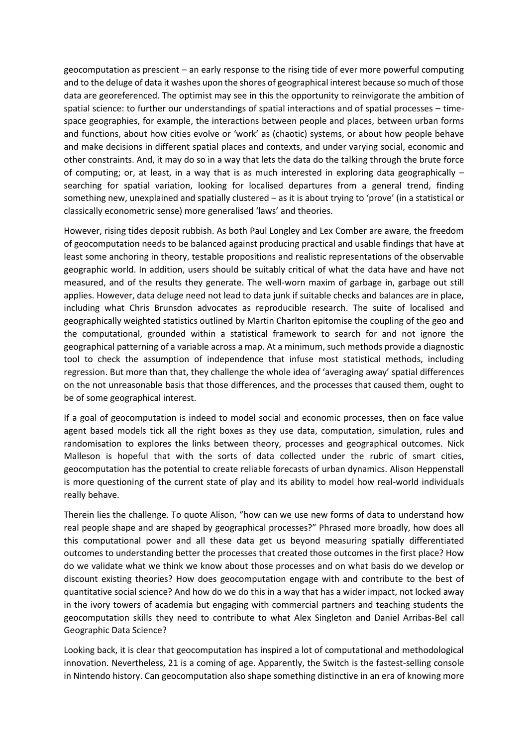geocomputation as prescient – an early response to the rising tide of ever more powerful computing and to the deluge of data it washes upon the shores of geographical interest because so much of those data are georeferenced. The optimist may see in this the opportunity to reinvigorate the ambition of spatial science: to further our understandings of spatial interactions and of spatial processes – time-space geographies, for example, the interactions between people and places, between urban forms and functions, about how cities evolve or 'work' as (chaotic) systems, or about how people behave and make decisions in different spatial places and contexts, and under varying social, economic and other constraints. And, it may do so in a way that lets the data do the talking through the brute force of computing; or, at least, in a way that is as much interested in exploring data geographically – searching for spatial variation, looking for localised departures from a general trend, finding something new, unexplained and spatially clustered – as it is about trying to 'prove' (in a statistical or classically econometric sense) more generalised 'laws' and theories.

However, rising tides deposit rubbish. As both Paul Longley and Lex Comber are aware, the freedom of geocomputation needs to be balanced against producing practical and usable findings that have at least some anchoring in theory, testable propositions and realistic representations of the observable geographic world. In addition, users should be suitably critical of what the data have and have not measured, and of the results they generate. The well-worn maxim of garbage in, garbage out still applies. However, data deluge need not lead to data junk if suitable checks and balances are in place, including what Chris Brunsdon advocates as reproducible research. The suite of localised and geographically weighted statistics outlined by Martin Charlton epitomise the coupling of the geo and the computational, grounded within a statistical framework to search for and not ignore the geographical patterning of a variable across a map. At a minimum, such methods provide a diagnostic tool to check the assumption of independence that infuse most statistical methods, including regression. But more than that, they challenge the whole idea of 'averaging away' spatial differences on the not unreasonable basis that those differences, and the processes that caused them, ought to be of some geographical interest.

If a goal of geocomputation is indeed to model social and economic processes, then on face value agent based models tick all the right boxes as they use data, computation, simulation, rules and randomisation to explores the links between theory, processes and geographical outcomes. Nick Malleson is hopeful that with the sorts of data collected under the rubric of smart cities, geocomputation has the potential to create reliable forecasts of urban dynamics. Alison Heppenstall is more questioning of the current state of play and its ability to model how real-world individuals really behave.

Therein lies the challenge. To quote Alison, "how can we use new forms of data to understand how real people shape and are shaped by geographical processes?" Phrased more broadly, how does all this computational power and all these data get us beyond measuring spatially differentiated outcomes to understanding better the processes that created those outcomes in the first place? How do we validate what we think we know about those processes and on what basis do we develop or discount existing theories? How does geocomputation engage with and contribute to the best of quantitative social science? And how do we do this in a way that has a wider impact, not locked away in the ivory towers of academia but engaging with commercial partners and teaching students the geocomputation skills they need to contribute to what Alex Singleton and Daniel Arribas-Bel call Geographic Data Science?

Looking back, it is clear that geocomputation has inspired a lot of computational and methodological innovation. Nevertheless, 21 is a coming of age. Apparently, the Switch is the fastest-selling console in Nintendo history. Can geocomputation also shape something distinctive in an era of knowing more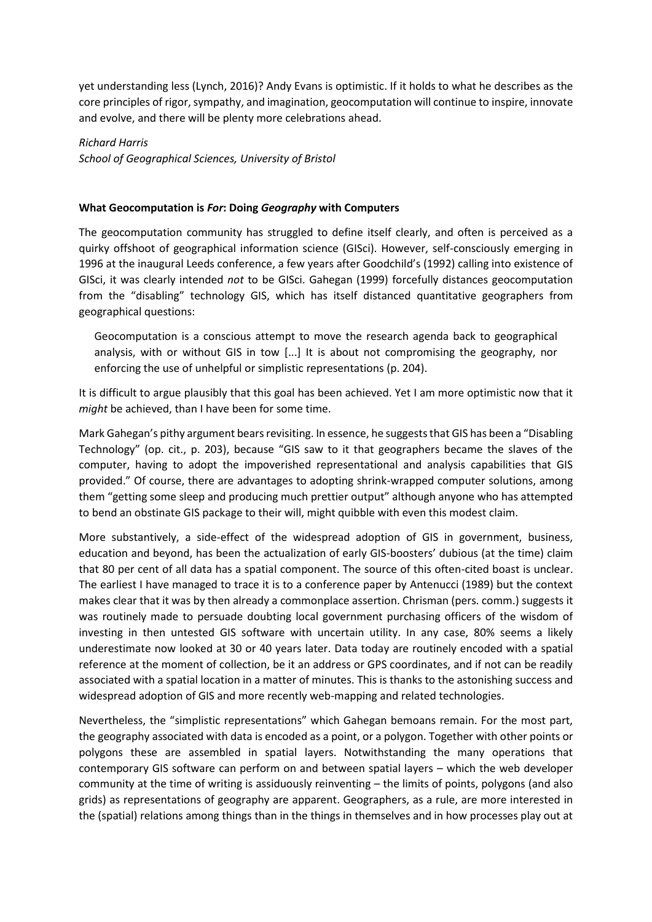yet understanding less (Lynch, 2016)? Andy Evans is optimistic. If it holds to what he describes as the core principles of rigor, sympathy, and imagination, geocomputation will continue to inspire, innovate and evolve, and there will be plenty more celebrations ahead.

*Richard Harris*
*School of Geographical Sciences, University of Bristol*

**What Geocomputation is *For*: Doing *Geography* with Computers**

The geocomputation community has struggled to define itself clearly, and often is perceived as a quirky offshoot of geographical information science (GISci). However, self-consciously emerging in 1996 at the inaugural Leeds conference, a few years after Goodchild's (1992) calling into existence of GISci, it was clearly intended *not* to be GISci. Gahegan (1999) forcefully distances geocomputation from the "disabling" technology GIS, which has itself distanced quantitative geographers from geographical questions:

> Geocomputation is a conscious attempt to move the research agenda back to geographical analysis, with or without GIS in tow [...] It is about not compromising the geography, nor enforcing the use of unhelpful or simplistic representations (p. 204).

It is difficult to argue plausibly that this goal has been achieved. Yet I am more optimistic now that it *might* be achieved, than I have been for some time.

Mark Gahegan's pithy argument bears revisiting. In essence, he suggests that GIS has been a "Disabling Technology" (op. cit., p. 203), because "GIS saw to it that geographers became the slaves of the computer, having to adopt the impoverished representational and analysis capabilities that GIS provided." Of course, there are advantages to adopting shrink-wrapped computer solutions, among them "getting some sleep and producing much prettier output" although anyone who has attempted to bend an obstinate GIS package to their will, might quibble with even this modest claim.

More substantively, a side-effect of the widespread adoption of GIS in government, business, education and beyond, has been the actualization of early GIS-boosters' dubious (at the time) claim that 80 per cent of all data has a spatial component. The source of this often-cited boast is unclear. The earliest I have managed to trace it is to a conference paper by Antenucci (1989) but the context makes clear that it was by then already a commonplace assertion. Chrisman (pers. comm.) suggests it was routinely made to persuade doubting local government purchasing officers of the wisdom of investing in then untested GIS software with uncertain utility. In any case, 80% seems a likely underestimate now looked at 30 or 40 years later. Data today are routinely encoded with a spatial reference at the moment of collection, be it an address or GPS coordinates, and if not can be readily associated with a spatial location in a matter of minutes. This is thanks to the astonishing success and widespread adoption of GIS and more recently web-mapping and related technologies.

Nevertheless, the "simplistic representations" which Gahegan bemoans remain. For the most part, the geography associated with data is encoded as a point, or a polygon. Together with other points or polygons these are assembled in spatial layers. Notwithstanding the many operations that contemporary GIS software can perform on and between spatial layers – which the web developer community at the time of writing is assiduously reinventing – the limits of points, polygons (and also grids) as representations of geography are apparent. Geographers, as a rule, are more interested in the (spatial) relations among things than in the things in themselves and in how processes play out at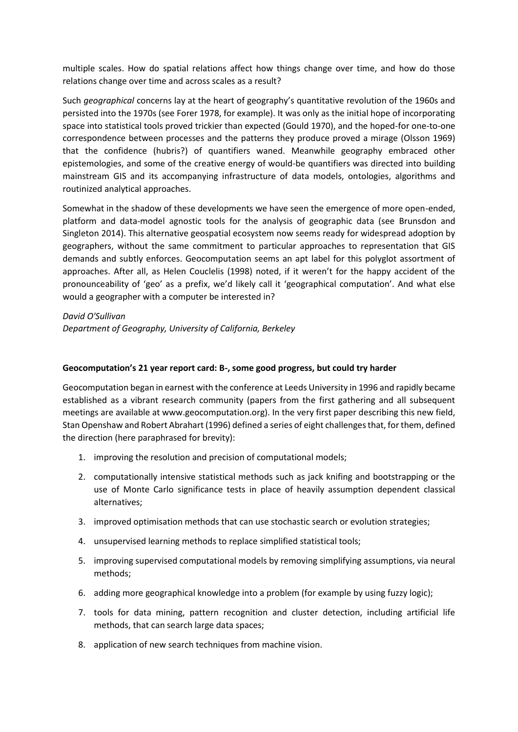multiple scales. How do spatial relations affect how things change over time, and how do those relations change over time and across scales as a result?

Such *geographical* concerns lay at the heart of geography's quantitative revolution of the 1960s and persisted into the 1970s (see Forer 1978, for example). It was only as the initial hope of incorporating space into statistical tools proved trickier than expected (Gould 1970), and the hoped-for one-to-one correspondence between processes and the patterns they produce proved a mirage (Olsson 1969) that the confidence (hubris?) of quantifiers waned. Meanwhile geography embraced other epistemologies, and some of the creative energy of would-be quantifiers was directed into building mainstream GIS and its accompanying infrastructure of data models, ontologies, algorithms and routinized analytical approaches.

Somewhat in the shadow of these developments we have seen the emergence of more open-ended, platform and data-model agnostic tools for the analysis of geographic data (see Brunsdon and Singleton 2014). This alternative geospatial ecosystem now seems ready for widespread adoption by geographers, without the same commitment to particular approaches to representation that GIS demands and subtly enforces. Geocomputation seems an apt label for this polyglot assortment of approaches. After all, as Helen Couclelis (1998) noted, if it weren't for the happy accident of the pronounceability of 'geo' as a prefix, we'd likely call it 'geographical computation'. And what else would a geographer with a computer be interested in?

*David O'Sullivan*
*Department of Geography, University of California, Berkeley*

**Geocomputation's 21 year report card: B-, some good progress, but could try harder**

Geocomputation began in earnest with the conference at Leeds University in 1996 and rapidly became established as a vibrant research community (papers from the first gathering and all subsequent meetings are available at www.geocomputation.org). In the very first paper describing this new field, Stan Openshaw and Robert Abrahart (1996) defined a series of eight challenges that, for them, defined the direction (here paraphrased for brevity):

1. improving the resolution and precision of computational models;
2. computationally intensive statistical methods such as jack knifing and bootstrapping or the use of Monte Carlo significance tests in place of heavily assumption dependent classical alternatives;
3. improved optimisation methods that can use stochastic search or evolution strategies;
4. unsupervised learning methods to replace simplified statistical tools;
5. improving supervised computational models by removing simplifying assumptions, via neural methods;
6. adding more geographical knowledge into a problem (for example by using fuzzy logic);
7. tools for data mining, pattern recognition and cluster detection, including artificial life methods, that can search large data spaces;
8. application of new search techniques from machine vision.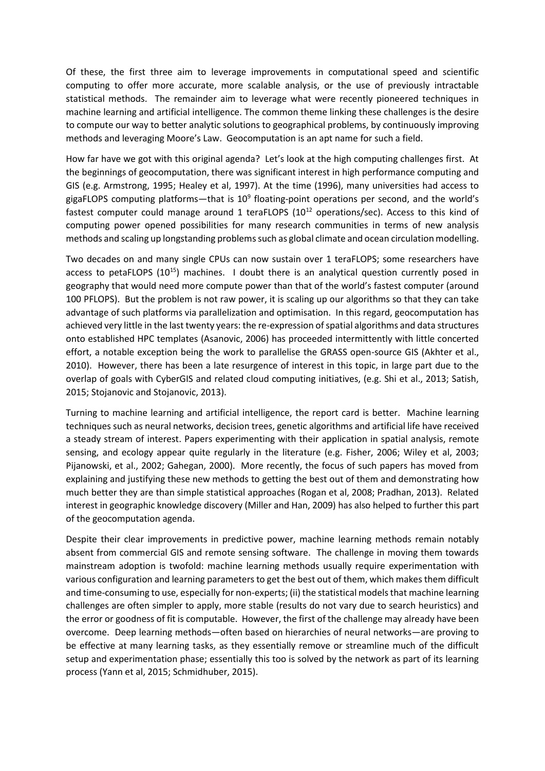Of these, the first three aim to leverage improvements in computational speed and scientific computing to offer more accurate, more scalable analysis, or the use of previously intractable statistical methods. The remainder aim to leverage what were recently pioneered techniques in machine learning and artificial intelligence. The common theme linking these challenges is the desire to compute our way to better analytic solutions to geographical problems, by continuously improving methods and leveraging Moore's Law. Geocomputation is an apt name for such a field.

How far have we got with this original agenda? Let's look at the high computing challenges first. At the beginnings of geocomputation, there was significant interest in high performance computing and GIS (e.g. Armstrong, 1995; Healey et al, 1997). At the time (1996), many universities had access to gigaFLOPS computing platforms—that is $10^9$ floating-point operations per second, and the world's fastest computer could manage around 1 teraFLOPS ($10^{12}$ operations/sec). Access to this kind of computing power opened possibilities for many research communities in terms of new analysis methods and scaling up longstanding problems such as global climate and ocean circulation modelling.

Two decades on and many single CPUs can now sustain over 1 teraFLOPS; some researchers have access to petaFLOPS ($10^{15}$) machines. I doubt there is an analytical question currently posed in geography that would need more compute power than that of the world's fastest computer (around 100 PFLOPS). But the problem is not raw power, it is scaling up our algorithms so that they can take advantage of such platforms via parallelization and optimisation. In this regard, geocomputation has achieved very little in the last twenty years: the re-expression of spatial algorithms and data structures onto established HPC templates (Asanovic, 2006) has proceeded intermittently with little concerted effort, a notable exception being the work to parallelise the GRASS open-source GIS (Akhter et al., 2010). However, there has been a late resurgence of interest in this topic, in large part due to the overlap of goals with CyberGIS and related cloud computing initiatives, (e.g. Shi et al., 2013; Satish, 2015; Stojanovic and Stojanovic, 2013).

Turning to machine learning and artificial intelligence, the report card is better. Machine learning techniques such as neural networks, decision trees, genetic algorithms and artificial life have received a steady stream of interest. Papers experimenting with their application in spatial analysis, remote sensing, and ecology appear quite regularly in the literature (e.g. Fisher, 2006; Wiley et al, 2003; Pijanowski, et al., 2002; Gahegan, 2000). More recently, the focus of such papers has moved from explaining and justifying these new methods to getting the best out of them and demonstrating how much better they are than simple statistical approaches (Rogan et al, 2008; Pradhan, 2013). Related interest in geographic knowledge discovery (Miller and Han, 2009) has also helped to further this part of the geocomputation agenda.

Despite their clear improvements in predictive power, machine learning methods remain notably absent from commercial GIS and remote sensing software. The challenge in moving them towards mainstream adoption is twofold: machine learning methods usually require experimentation with various configuration and learning parameters to get the best out of them, which makes them difficult and time-consuming to use, especially for non-experts; (ii) the statistical models that machine learning challenges are often simpler to apply, more stable (results do not vary due to search heuristics) and the error or goodness of fit is computable. However, the first of the challenge may already have been overcome. Deep learning methods—often based on hierarchies of neural networks—are proving to be effective at many learning tasks, as they essentially remove or streamline much of the difficult setup and experimentation phase; essentially this too is solved by the network as part of its learning process (Yann et al, 2015; Schmidhuber, 2015).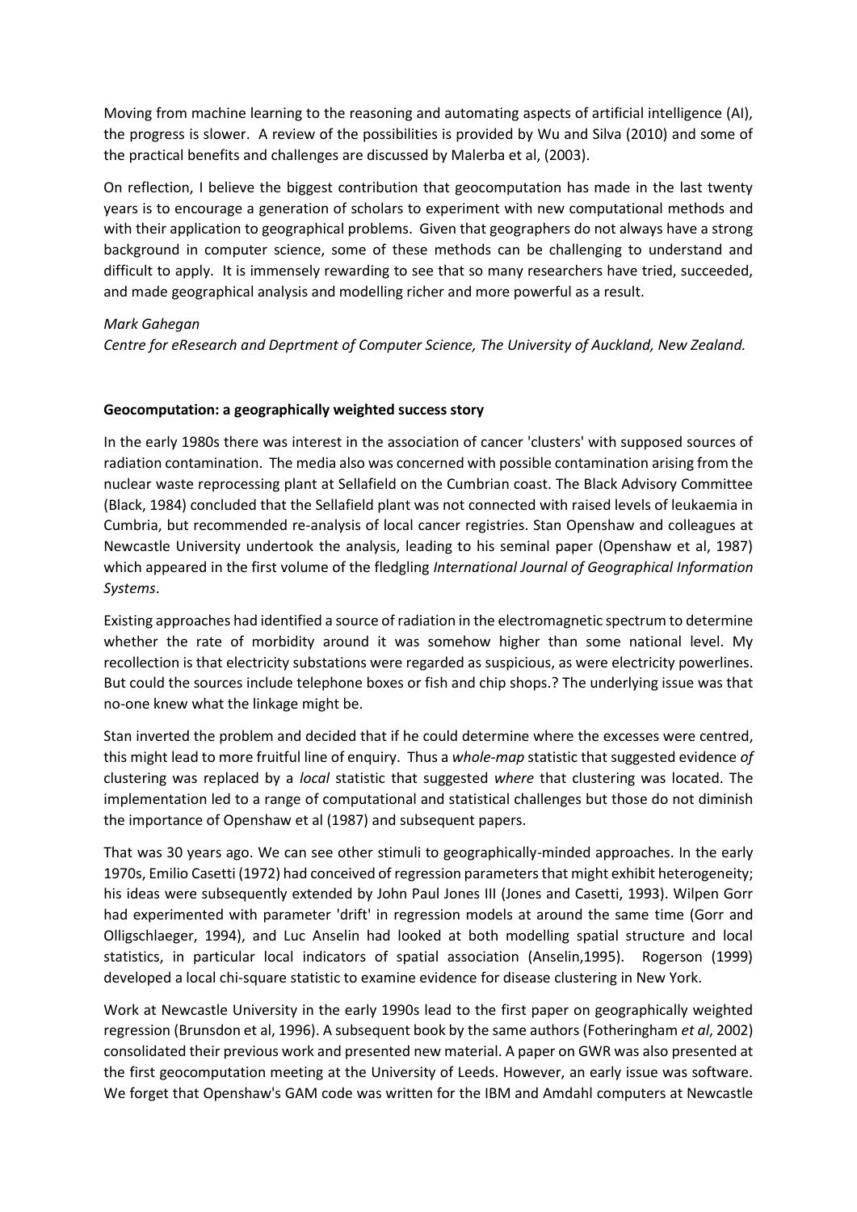Moving from machine learning to the reasoning and automating aspects of artificial intelligence (AI), the progress is slower. A review of the possibilities is provided by Wu and Silva (2010) and some of the practical benefits and challenges are discussed by Malerba et al, (2003).

On reflection, I believe the biggest contribution that geocomputation has made in the last twenty years is to encourage a generation of scholars to experiment with new computational methods and with their application to geographical problems. Given that geographers do not always have a strong background in computer science, some of these methods can be challenging to understand and difficult to apply. It is immensely rewarding to see that so many researchers have tried, succeeded, and made geographical analysis and modelling richer and more powerful as a result.

*Mark Gahegan*
*Centre for eResearch and Deprtment of Computer Science, The University of Auckland, New Zealand.*

**Geocomputation: a geographically weighted success story**

In the early 1980s there was interest in the association of cancer 'clusters' with supposed sources of radiation contamination. The media also was concerned with possible contamination arising from the nuclear waste reprocessing plant at Sellafield on the Cumbrian coast. The Black Advisory Committee (Black, 1984) concluded that the Sellafield plant was not connected with raised levels of leukaemia in Cumbria, but recommended re-analysis of local cancer registries. Stan Openshaw and colleagues at Newcastle University undertook the analysis, leading to his seminal paper (Openshaw et al, 1987) which appeared in the first volume of the fledgling *International Journal of Geographical Information Systems*.

Existing approaches had identified a source of radiation in the electromagnetic spectrum to determine whether the rate of morbidity around it was somehow higher than some national level. My recollection is that electricity substations were regarded as suspicious, as were electricity powerlines. But could the sources include telephone boxes or fish and chip shops.? The underlying issue was that no-one knew what the linkage might be.

Stan inverted the problem and decided that if he could determine where the excesses were centred, this might lead to more fruitful line of enquiry. Thus a *whole-map* statistic that suggested evidence *of* clustering was replaced by a *local* statistic that suggested *where* that clustering was located. The implementation led to a range of computational and statistical challenges but those do not diminish the importance of Openshaw et al (1987) and subsequent papers.

That was 30 years ago. We can see other stimuli to geographically-minded approaches. In the early 1970s, Emilio Casetti (1972) had conceived of regression parameters that might exhibit heterogeneity; his ideas were subsequently extended by John Paul Jones III (Jones and Casetti, 1993). Wilpen Gorr had experimented with parameter 'drift' in regression models at around the same time (Gorr and Olligschlaeger, 1994), and Luc Anselin had looked at both modelling spatial structure and local statistics, in particular local indicators of spatial association (Anselin,1995). Rogerson (1999) developed a local chi-square statistic to examine evidence for disease clustering in New York.

Work at Newcastle University in the early 1990s lead to the first paper on geographically weighted regression (Brunsdon et al, 1996). A subsequent book by the same authors (Fotheringham *et al*, 2002) consolidated their previous work and presented new material. A paper on GWR was also presented at the first geocomputation meeting at the University of Leeds. However, an early issue was software. We forget that Openshaw's GAM code was written for the IBM and Amdahl computers at Newcastle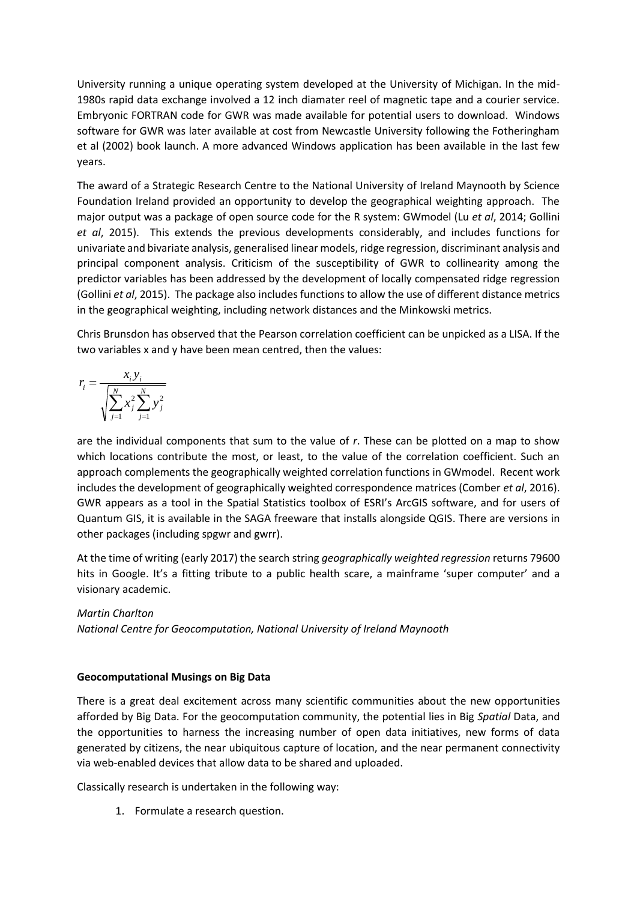University running a unique operating system developed at the University of Michigan. In the mid-1980s rapid data exchange involved a 12 inch diamater reel of magnetic tape and a courier service. Embryonic FORTRAN code for GWR was made available for potential users to download. Windows software for GWR was later available at cost from Newcastle University following the Fotheringham et al (2002) book launch. A more advanced Windows application has been available in the last few years.

The award of a Strategic Research Centre to the National University of Ireland Maynooth by Science Foundation Ireland provided an opportunity to develop the geographical weighting approach. The major output was a package of open source code for the R system: GWmodel (Lu *et al*, 2014; Gollini *et al*, 2015). This extends the previous developments considerably, and includes functions for univariate and bivariate analysis, generalised linear models, ridge regression, discriminant analysis and principal component analysis. Criticism of the susceptibility of GWR to collinearity among the predictor variables has been addressed by the development of locally compensated ridge regression (Gollini *et al*, 2015). The package also includes functions to allow the use of different distance metrics in the geographical weighting, including network distances and the Minkowski metrics.

Chris Brunsdon has observed that the Pearson correlation coefficient can be unpicked as a LISA. If the two variables x and y have been mean centred, then the values:

$$r_i = \frac{x_i y_i}{\sqrt{\sum_{j=1}^{N} x_j^2 \sum_{j=1}^{N} y_j^2}}$$

are the individual components that sum to the value of *r*. These can be plotted on a map to show which locations contribute the most, or least, to the value of the correlation coefficient. Such an approach complements the geographically weighted correlation functions in GWmodel. Recent work includes the development of geographically weighted correspondence matrices (Comber *et al*, 2016). GWR appears as a tool in the Spatial Statistics toolbox of ESRI's ArcGIS software, and for users of Quantum GIS, it is available in the SAGA freeware that installs alongside QGIS. There are versions in other packages (including spgwr and gwrr).

At the time of writing (early 2017) the search string *geographically weighted regression* returns 79600 hits in Google. It's a fitting tribute to a public health scare, a mainframe 'super computer' and a visionary academic.

*Martin Charlton*
*National Centre for Geocomputation, National University of Ireland Maynooth*

**Geocomputational Musings on Big Data**

There is a great deal excitement across many scientific communities about the new opportunities afforded by Big Data. For the geocomputation community, the potential lies in Big *Spatial* Data, and the opportunities to harness the increasing number of open data initiatives, new forms of data generated by citizens, the near ubiquitous capture of location, and the near permanent connectivity via web-enabled devices that allow data to be shared and uploaded.

Classically research is undertaken in the following way:

1. Formulate a research question.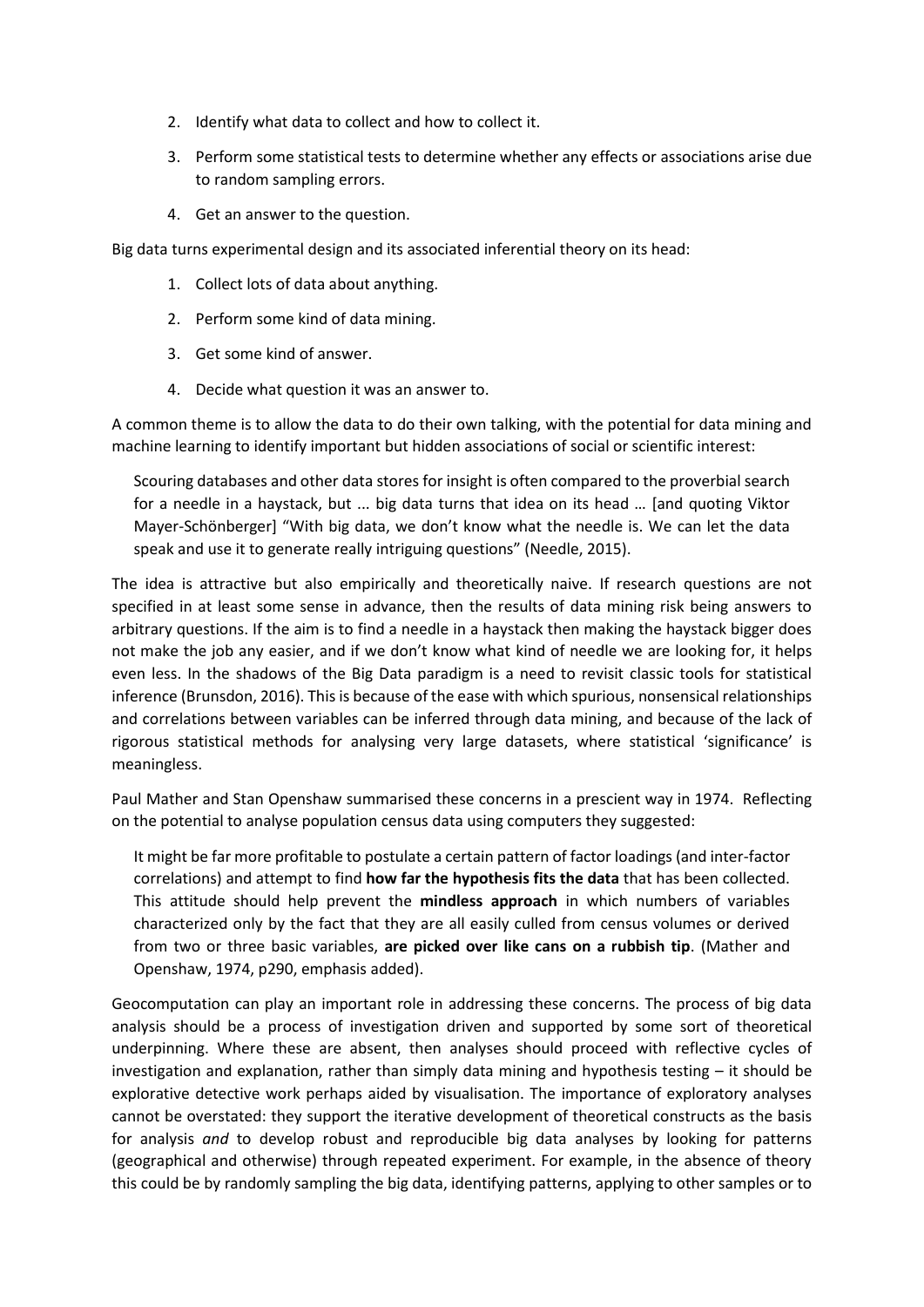2. Identify what data to collect and how to collect it.
3. Perform some statistical tests to determine whether any effects or associations arise due to random sampling errors.
4. Get an answer to the question.

Big data turns experimental design and its associated inferential theory on its head:

1. Collect lots of data about anything.
2. Perform some kind of data mining.
3. Get some kind of answer.
4. Decide what question it was an answer to.

A common theme is to allow the data to do their own talking, with the potential for data mining and machine learning to identify important but hidden associations of social or scientific interest:

> Scouring databases and other data stores for insight is often compared to the proverbial search for a needle in a haystack, but ... big data turns that idea on its head … [and quoting Viktor Mayer-Schönberger] "With big data, we don't know what the needle is. We can let the data speak and use it to generate really intriguing questions" (Needle, 2015).

The idea is attractive but also empirically and theoretically naive. If research questions are not specified in at least some sense in advance, then the results of data mining risk being answers to arbitrary questions. If the aim is to find a needle in a haystack then making the haystack bigger does not make the job any easier, and if we don't know what kind of needle we are looking for, it helps even less. In the shadows of the Big Data paradigm is a need to revisit classic tools for statistical inference (Brunsdon, 2016). This is because of the ease with which spurious, nonsensical relationships and correlations between variables can be inferred through data mining, and because of the lack of rigorous statistical methods for analysing very large datasets, where statistical 'significance' is meaningless.

Paul Mather and Stan Openshaw summarised these concerns in a prescient way in 1974. Reflecting on the potential to analyse population census data using computers they suggested:

> It might be far more profitable to postulate a certain pattern of factor loadings (and inter-factor correlations) and attempt to find **how far the hypothesis fits the data** that has been collected. This attitude should help prevent the **mindless approach** in which numbers of variables characterized only by the fact that they are all easily culled from census volumes or derived from two or three basic variables, **are picked over like cans on a rubbish tip**. (Mather and Openshaw, 1974, p290, emphasis added).

Geocomputation can play an important role in addressing these concerns. The process of big data analysis should be a process of investigation driven and supported by some sort of theoretical underpinning. Where these are absent, then analyses should proceed with reflective cycles of investigation and explanation, rather than simply data mining and hypothesis testing – it should be explorative detective work perhaps aided by visualisation. The importance of exploratory analyses cannot be overstated: they support the iterative development of theoretical constructs as the basis for analysis *and* to develop robust and reproducible big data analyses by looking for patterns (geographical and otherwise) through repeated experiment. For example, in the absence of theory this could be by randomly sampling the big data, identifying patterns, applying to other samples or to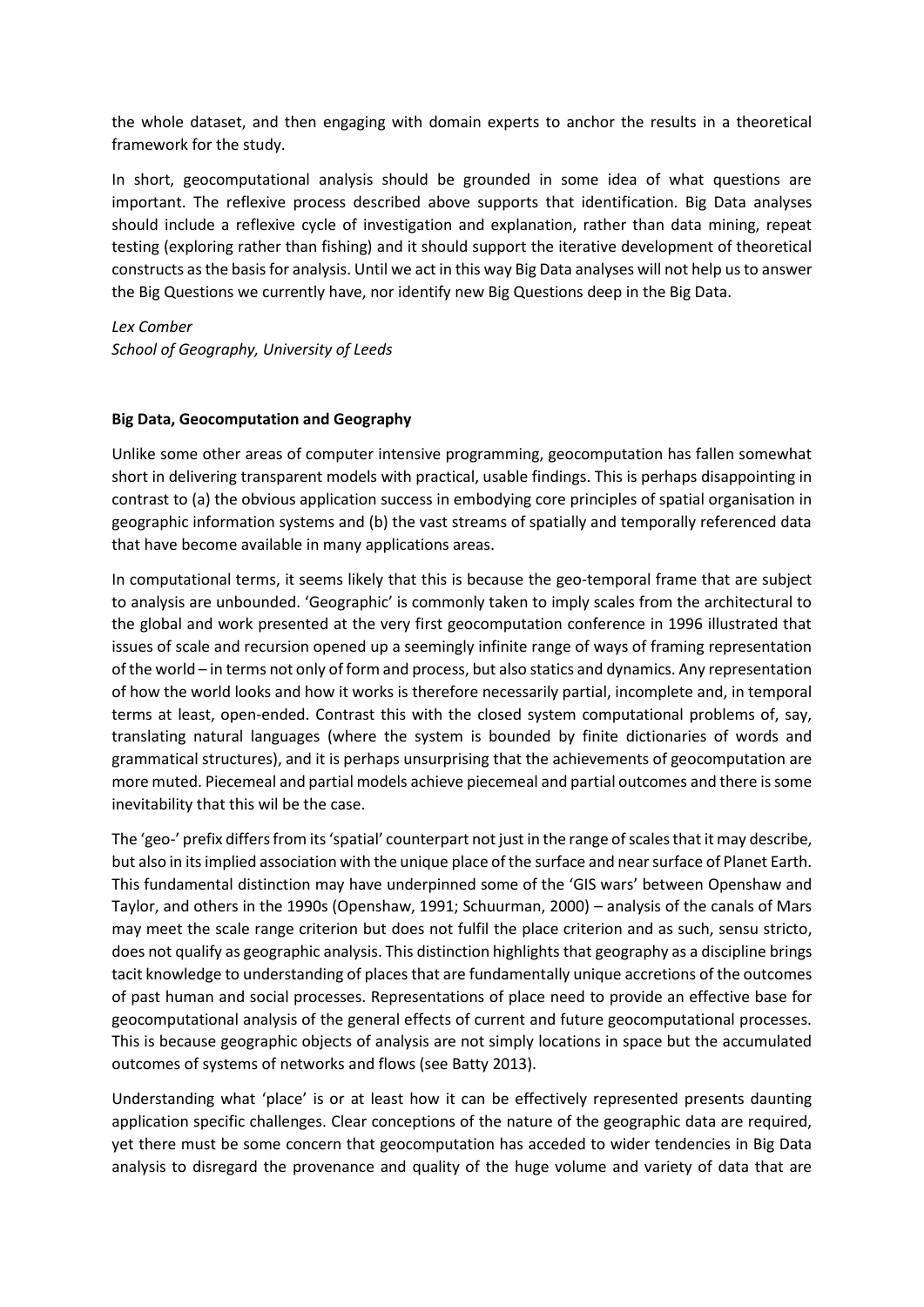the whole dataset, and then engaging with domain experts to anchor the results in a theoretical framework for the study.

In short, geocomputational analysis should be grounded in some idea of what questions are important. The reflexive process described above supports that identification. Big Data analyses should include a reflexive cycle of investigation and explanation, rather than data mining, repeat testing (exploring rather than fishing) and it should support the iterative development of theoretical constructs as the basis for analysis. Until we act in this way Big Data analyses will not help us to answer the Big Questions we currently have, nor identify new Big Questions deep in the Big Data.

*Lex Comber*
*School of Geography, University of Leeds*

**Big Data, Geocomputation and Geography**

Unlike some other areas of computer intensive programming, geocomputation has fallen somewhat short in delivering transparent models with practical, usable findings. This is perhaps disappointing in contrast to (a) the obvious application success in embodying core principles of spatial organisation in geographic information systems and (b) the vast streams of spatially and temporally referenced data that have become available in many applications areas.

In computational terms, it seems likely that this is because the geo-temporal frame that are subject to analysis are unbounded. 'Geographic' is commonly taken to imply scales from the architectural to the global and work presented at the very first geocomputation conference in 1996 illustrated that issues of scale and recursion opened up a seemingly infinite range of ways of framing representation of the world – in terms not only of form and process, but also statics and dynamics. Any representation of how the world looks and how it works is therefore necessarily partial, incomplete and, in temporal terms at least, open-ended. Contrast this with the closed system computational problems of, say, translating natural languages (where the system is bounded by finite dictionaries of words and grammatical structures), and it is perhaps unsurprising that the achievements of geocomputation are more muted. Piecemeal and partial models achieve piecemeal and partial outcomes and there is some inevitability that this wil be the case.

The 'geo-' prefix differs from its 'spatial' counterpart not just in the range of scales that it may describe, but also in its implied association with the unique place of the surface and near surface of Planet Earth. This fundamental distinction may have underpinned some of the 'GIS wars' between Openshaw and Taylor, and others in the 1990s (Openshaw, 1991; Schuurman, 2000) – analysis of the canals of Mars may meet the scale range criterion but does not fulfil the place criterion and as such, sensu stricto, does not qualify as geographic analysis. This distinction highlights that geography as a discipline brings tacit knowledge to understanding of places that are fundamentally unique accretions of the outcomes of past human and social processes. Representations of place need to provide an effective base for geocomputational analysis of the general effects of current and future geocomputational processes. This is because geographic objects of analysis are not simply locations in space but the accumulated outcomes of systems of networks and flows (see Batty 2013).

Understanding what 'place' is or at least how it can be effectively represented presents daunting application specific challenges. Clear conceptions of the nature of the geographic data are required, yet there must be some concern that geocomputation has acceded to wider tendencies in Big Data analysis to disregard the provenance and quality of the huge volume and variety of data that are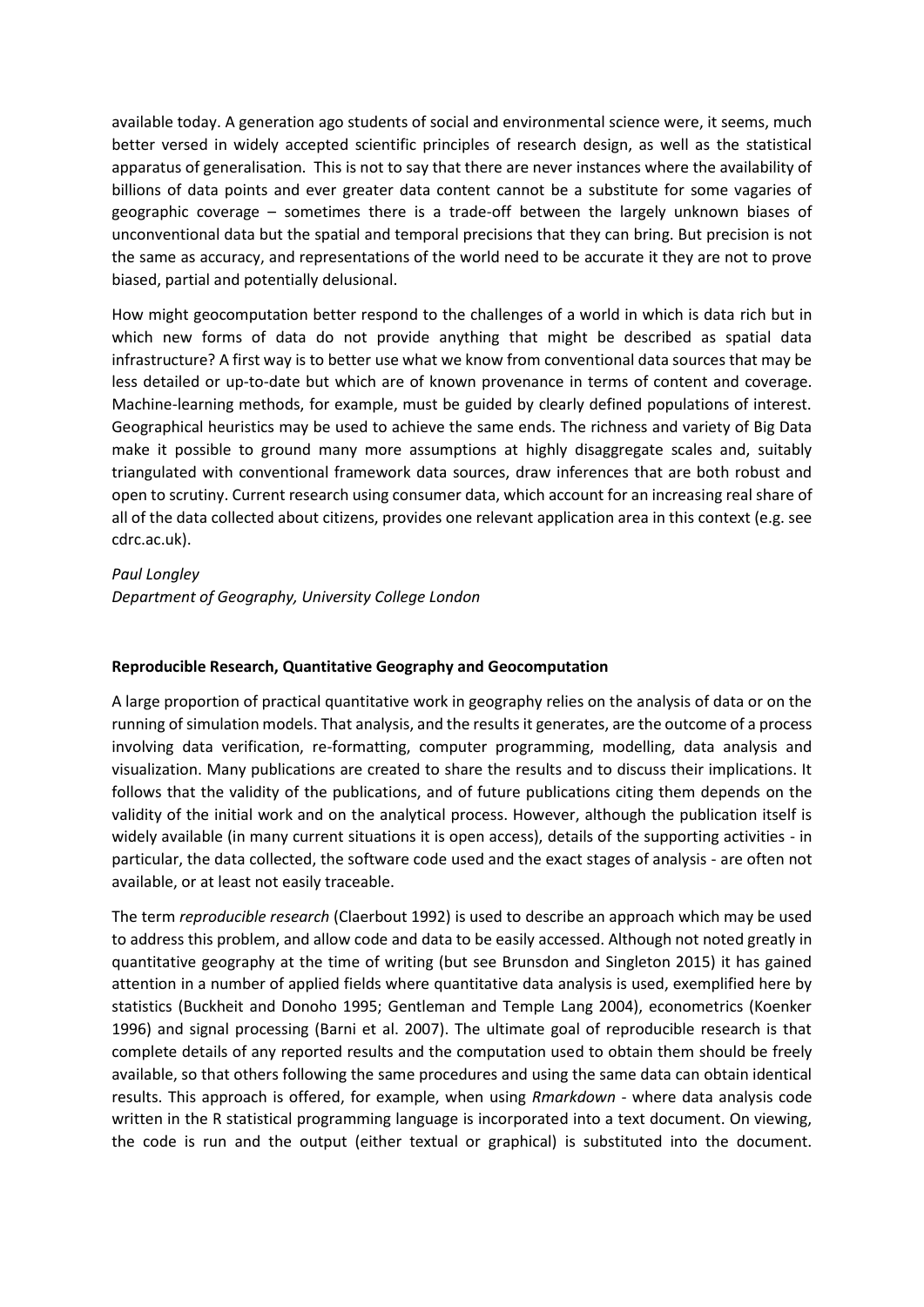available today. A generation ago students of social and environmental science were, it seems, much better versed in widely accepted scientific principles of research design, as well as the statistical apparatus of generalisation. This is not to say that there are never instances where the availability of billions of data points and ever greater data content cannot be a substitute for some vagaries of geographic coverage – sometimes there is a trade-off between the largely unknown biases of unconventional data but the spatial and temporal precisions that they can bring. But precision is not the same as accuracy, and representations of the world need to be accurate it they are not to prove biased, partial and potentially delusional.

How might geocomputation better respond to the challenges of a world in which is data rich but in which new forms of data do not provide anything that might be described as spatial data infrastructure? A first way is to better use what we know from conventional data sources that may be less detailed or up-to-date but which are of known provenance in terms of content and coverage. Machine-learning methods, for example, must be guided by clearly defined populations of interest. Geographical heuristics may be used to achieve the same ends. The richness and variety of Big Data make it possible to ground many more assumptions at highly disaggregate scales and, suitably triangulated with conventional framework data sources, draw inferences that are both robust and open to scrutiny. Current research using consumer data, which account for an increasing real share of all of the data collected about citizens, provides one relevant application area in this context (e.g. see cdrc.ac.uk).

*Paul Longley*
*Department of Geography, University College London*

**Reproducible Research, Quantitative Geography and Geocomputation**

A large proportion of practical quantitative work in geography relies on the analysis of data or on the running of simulation models. That analysis, and the results it generates, are the outcome of a process involving data verification, re-formatting, computer programming, modelling, data analysis and visualization. Many publications are created to share the results and to discuss their implications. It follows that the validity of the publications, and of future publications citing them depends on the validity of the initial work and on the analytical process. However, although the publication itself is widely available (in many current situations it is open access), details of the supporting activities - in particular, the data collected, the software code used and the exact stages of analysis - are often not available, or at least not easily traceable.

The term *reproducible research* (Claerbout 1992) is used to describe an approach which may be used to address this problem, and allow code and data to be easily accessed. Although not noted greatly in quantitative geography at the time of writing (but see Brunsdon and Singleton 2015) it has gained attention in a number of applied fields where quantitative data analysis is used, exemplified here by statistics (Buckheit and Donoho 1995; Gentleman and Temple Lang 2004), econometrics (Koenker 1996) and signal processing (Barni et al. 2007). The ultimate goal of reproducible research is that complete details of any reported results and the computation used to obtain them should be freely available, so that others following the same procedures and using the same data can obtain identical results. This approach is offered, for example, when using *Rmarkdown* - where data analysis code written in the R statistical programming language is incorporated into a text document. On viewing, the code is run and the output (either textual or graphical) is substituted into the document.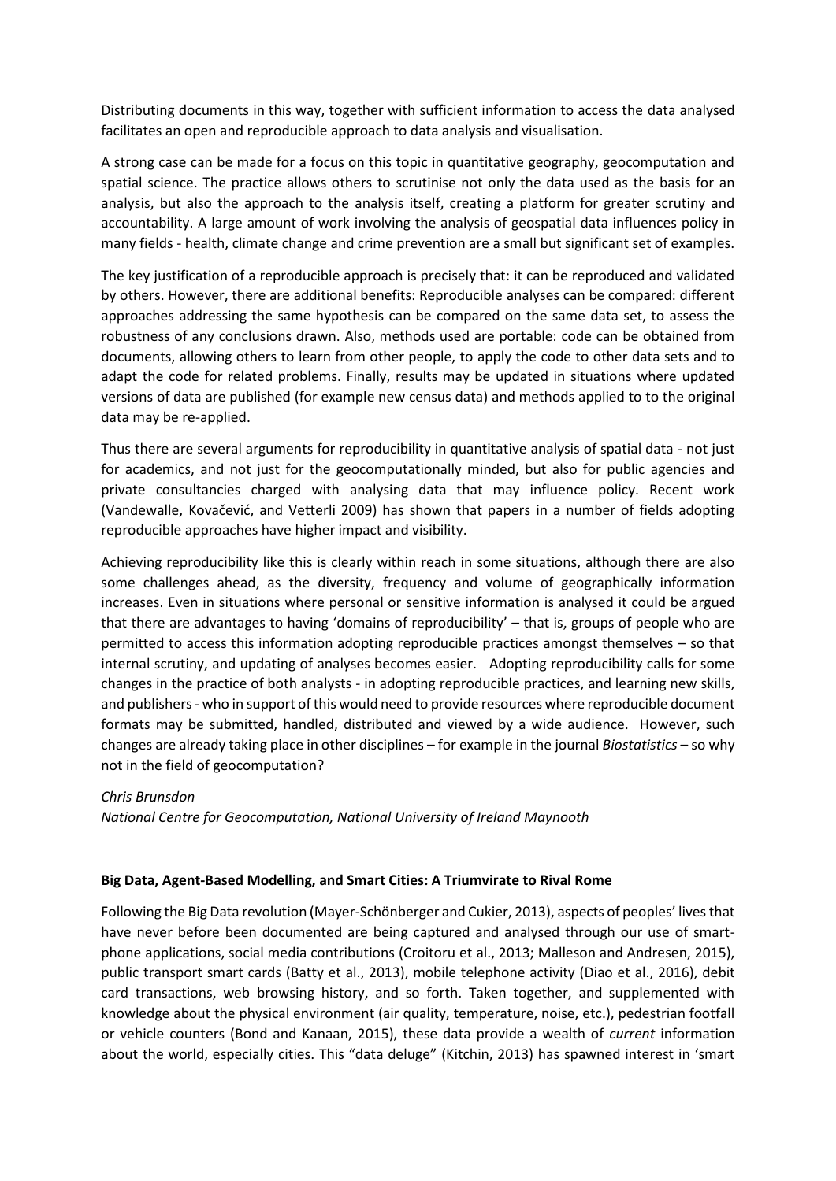Distributing documents in this way, together with sufficient information to access the data analysed facilitates an open and reproducible approach to data analysis and visualisation.

A strong case can be made for a focus on this topic in quantitative geography, geocomputation and spatial science. The practice allows others to scrutinise not only the data used as the basis for an analysis, but also the approach to the analysis itself, creating a platform for greater scrutiny and accountability. A large amount of work involving the analysis of geospatial data influences policy in many fields - health, climate change and crime prevention are a small but significant set of examples.

The key justification of a reproducible approach is precisely that: it can be reproduced and validated by others. However, there are additional benefits: Reproducible analyses can be compared: different approaches addressing the same hypothesis can be compared on the same data set, to assess the robustness of any conclusions drawn. Also, methods used are portable: code can be obtained from documents, allowing others to learn from other people, to apply the code to other data sets and to adapt the code for related problems. Finally, results may be updated in situations where updated versions of data are published (for example new census data) and methods applied to to the original data may be re-applied.

Thus there are several arguments for reproducibility in quantitative analysis of spatial data - not just for academics, and not just for the geocomputationally minded, but also for public agencies and private consultancies charged with analysing data that may influence policy. Recent work (Vandewalle, Kovačević, and Vetterli 2009) has shown that papers in a number of fields adopting reproducible approaches have higher impact and visibility.

Achieving reproducibility like this is clearly within reach in some situations, although there are also some challenges ahead, as the diversity, frequency and volume of geographically information increases. Even in situations where personal or sensitive information is analysed it could be argued that there are advantages to having 'domains of reproducibility' – that is, groups of people who are permitted to access this information adopting reproducible practices amongst themselves – so that internal scrutiny, and updating of analyses becomes easier. Adopting reproducibility calls for some changes in the practice of both analysts - in adopting reproducible practices, and learning new skills, and publishers - who in support of this would need to provide resources where reproducible document formats may be submitted, handled, distributed and viewed by a wide audience. However, such changes are already taking place in other disciplines – for example in the journal *Biostatistics* – so why not in the field of geocomputation?

*Chris Brunsdon*
*National Centre for Geocomputation, National University of Ireland Maynooth*

**Big Data, Agent-Based Modelling, and Smart Cities: A Triumvirate to Rival Rome**

Following the Big Data revolution (Mayer-Schönberger and Cukier, 2013), aspects of peoples' lives that have never before been documented are being captured and analysed through our use of smart-phone applications, social media contributions (Croitoru et al., 2013; Malleson and Andresen, 2015), public transport smart cards (Batty et al., 2013), mobile telephone activity (Diao et al., 2016), debit card transactions, web browsing history, and so forth. Taken together, and supplemented with knowledge about the physical environment (air quality, temperature, noise, etc.), pedestrian footfall or vehicle counters (Bond and Kanaan, 2015), these data provide a wealth of *current* information about the world, especially cities. This "data deluge" (Kitchin, 2013) has spawned interest in 'smart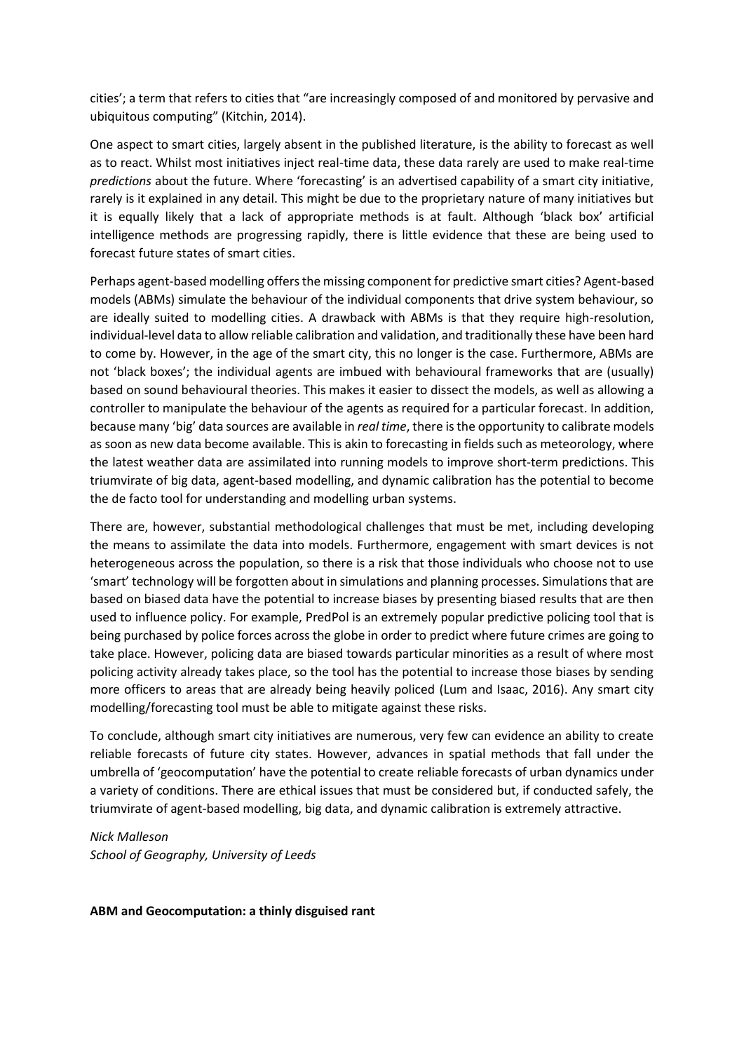cities'; a term that refers to cities that "are increasingly composed of and monitored by pervasive and ubiquitous computing" (Kitchin, 2014).

One aspect to smart cities, largely absent in the published literature, is the ability to forecast as well as to react. Whilst most initiatives inject real-time data, these data rarely are used to make real-time *predictions* about the future. Where 'forecasting' is an advertised capability of a smart city initiative, rarely is it explained in any detail. This might be due to the proprietary nature of many initiatives but it is equally likely that a lack of appropriate methods is at fault. Although 'black box' artificial intelligence methods are progressing rapidly, there is little evidence that these are being used to forecast future states of smart cities.

Perhaps agent-based modelling offers the missing component for predictive smart cities? Agent-based models (ABMs) simulate the behaviour of the individual components that drive system behaviour, so are ideally suited to modelling cities. A drawback with ABMs is that they require high-resolution, individual-level data to allow reliable calibration and validation, and traditionally these have been hard to come by. However, in the age of the smart city, this no longer is the case. Furthermore, ABMs are not 'black boxes'; the individual agents are imbued with behavioural frameworks that are (usually) based on sound behavioural theories. This makes it easier to dissect the models, as well as allowing a controller to manipulate the behaviour of the agents as required for a particular forecast. In addition, because many 'big' data sources are available in *real time*, there is the opportunity to calibrate models as soon as new data become available. This is akin to forecasting in fields such as meteorology, where the latest weather data are assimilated into running models to improve short-term predictions. This triumvirate of big data, agent-based modelling, and dynamic calibration has the potential to become the de facto tool for understanding and modelling urban systems.

There are, however, substantial methodological challenges that must be met, including developing the means to assimilate the data into models. Furthermore, engagement with smart devices is not heterogeneous across the population, so there is a risk that those individuals who choose not to use 'smart' technology will be forgotten about in simulations and planning processes. Simulations that are based on biased data have the potential to increase biases by presenting biased results that are then used to influence policy. For example, PredPol is an extremely popular predictive policing tool that is being purchased by police forces across the globe in order to predict where future crimes are going to take place. However, policing data are biased towards particular minorities as a result of where most policing activity already takes place, so the tool has the potential to increase those biases by sending more officers to areas that are already being heavily policed (Lum and Isaac, 2016). Any smart city modelling/forecasting tool must be able to mitigate against these risks.

To conclude, although smart city initiatives are numerous, very few can evidence an ability to create reliable forecasts of future city states. However, advances in spatial methods that fall under the umbrella of 'geocomputation' have the potential to create reliable forecasts of urban dynamics under a variety of conditions. There are ethical issues that must be considered but, if conducted safely, the triumvirate of agent-based modelling, big data, and dynamic calibration is extremely attractive.

*Nick Malleson*
*School of Geography, University of Leeds*

**ABM and Geocomputation: a thinly disguised rant**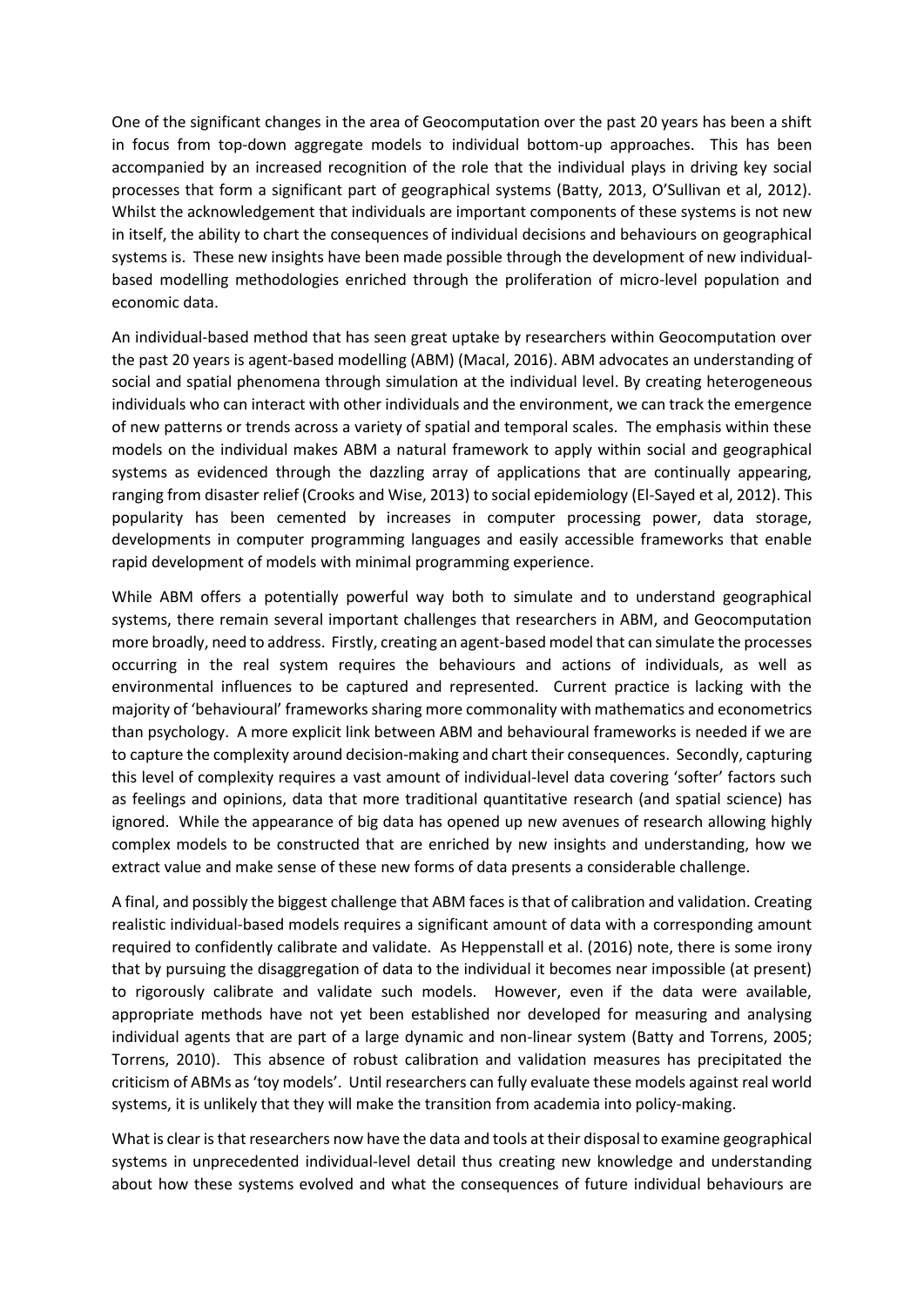One of the significant changes in the area of Geocomputation over the past 20 years has been a shift in focus from top-down aggregate models to individual bottom-up approaches. This has been accompanied by an increased recognition of the role that the individual plays in driving key social processes that form a significant part of geographical systems (Batty, 2013, O'Sullivan et al, 2012). Whilst the acknowledgement that individuals are important components of these systems is not new in itself, the ability to chart the consequences of individual decisions and behaviours on geographical systems is. These new insights have been made possible through the development of new individual-based modelling methodologies enriched through the proliferation of micro-level population and economic data.

An individual-based method that has seen great uptake by researchers within Geocomputation over the past 20 years is agent-based modelling (ABM) (Macal, 2016). ABM advocates an understanding of social and spatial phenomena through simulation at the individual level. By creating heterogeneous individuals who can interact with other individuals and the environment, we can track the emergence of new patterns or trends across a variety of spatial and temporal scales. The emphasis within these models on the individual makes ABM a natural framework to apply within social and geographical systems as evidenced through the dazzling array of applications that are continually appearing, ranging from disaster relief (Crooks and Wise, 2013) to social epidemiology (El-Sayed et al, 2012). This popularity has been cemented by increases in computer processing power, data storage, developments in computer programming languages and easily accessible frameworks that enable rapid development of models with minimal programming experience.

While ABM offers a potentially powerful way both to simulate and to understand geographical systems, there remain several important challenges that researchers in ABM, and Geocomputation more broadly, need to address. Firstly, creating an agent-based model that can simulate the processes occurring in the real system requires the behaviours and actions of individuals, as well as environmental influences to be captured and represented. Current practice is lacking with the majority of 'behavioural' frameworks sharing more commonality with mathematics and econometrics than psychology. A more explicit link between ABM and behavioural frameworks is needed if we are to capture the complexity around decision-making and chart their consequences. Secondly, capturing this level of complexity requires a vast amount of individual-level data covering 'softer' factors such as feelings and opinions, data that more traditional quantitative research (and spatial science) has ignored. While the appearance of big data has opened up new avenues of research allowing highly complex models to be constructed that are enriched by new insights and understanding, how we extract value and make sense of these new forms of data presents a considerable challenge.

A final, and possibly the biggest challenge that ABM faces is that of calibration and validation. Creating realistic individual-based models requires a significant amount of data with a corresponding amount required to confidently calibrate and validate. As Heppenstall et al. (2016) note, there is some irony that by pursuing the disaggregation of data to the individual it becomes near impossible (at present) to rigorously calibrate and validate such models. However, even if the data were available, appropriate methods have not yet been established nor developed for measuring and analysing individual agents that are part of a large dynamic and non-linear system (Batty and Torrens, 2005; Torrens, 2010). This absence of robust calibration and validation measures has precipitated the criticism of ABMs as 'toy models'. Until researchers can fully evaluate these models against real world systems, it is unlikely that they will make the transition from academia into policy-making.

What is clear is that researchers now have the data and tools at their disposal to examine geographical systems in unprecedented individual-level detail thus creating new knowledge and understanding about how these systems evolved and what the consequences of future individual behaviours are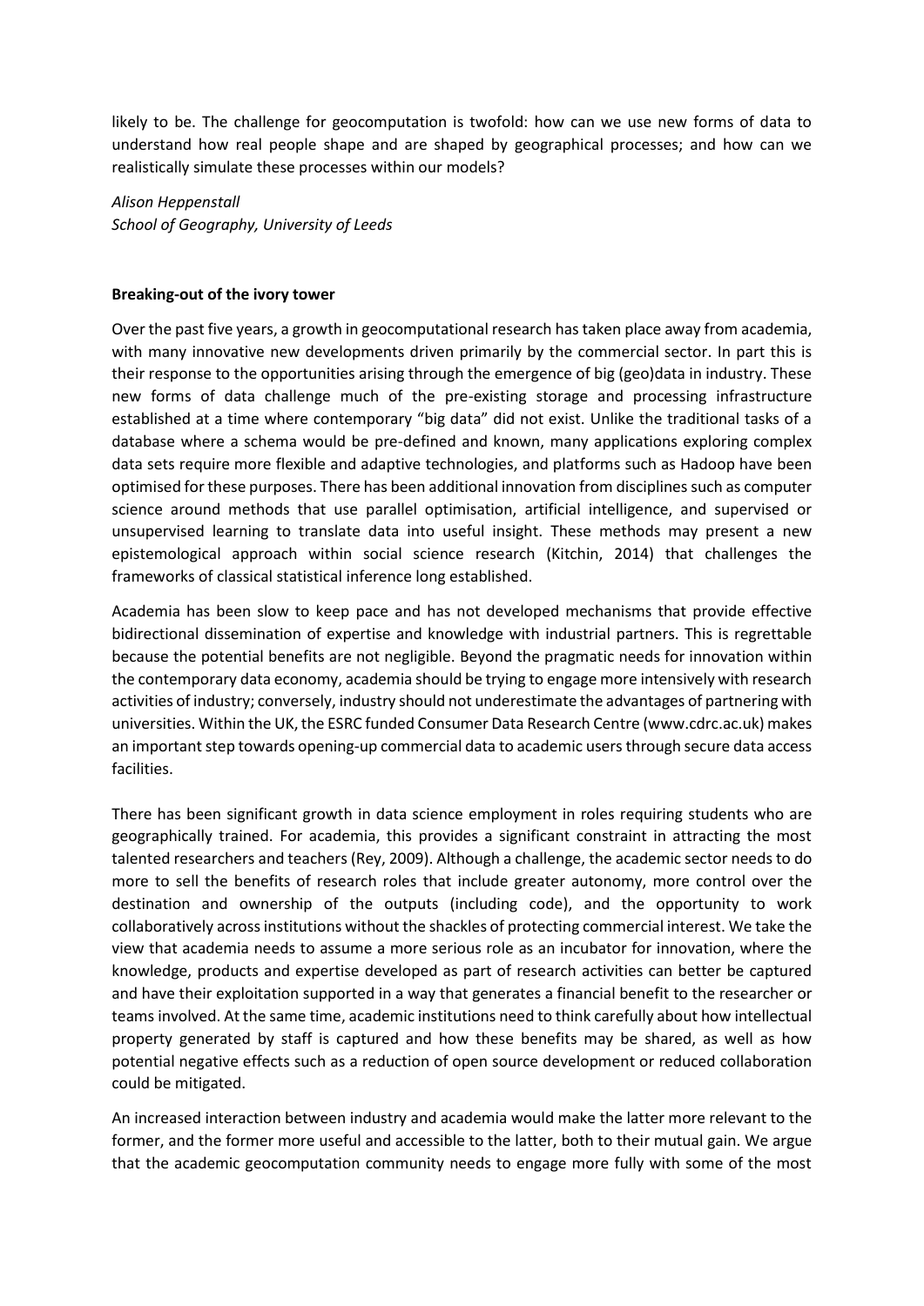likely to be. The challenge for geocomputation is twofold: how can we use new forms of data to understand how real people shape and are shaped by geographical processes; and how can we realistically simulate these processes within our models?

*Alison Heppenstall*
*School of Geography, University of Leeds*

**Breaking-out of the ivory tower**

Over the past five years, a growth in geocomputational research has taken place away from academia, with many innovative new developments driven primarily by the commercial sector. In part this is their response to the opportunities arising through the emergence of big (geo)data in industry. These new forms of data challenge much of the pre-existing storage and processing infrastructure established at a time where contemporary "big data" did not exist. Unlike the traditional tasks of a database where a schema would be pre-defined and known, many applications exploring complex data sets require more flexible and adaptive technologies, and platforms such as Hadoop have been optimised for these purposes. There has been additional innovation from disciplines such as computer science around methods that use parallel optimisation, artificial intelligence, and supervised or unsupervised learning to translate data into useful insight. These methods may present a new epistemological approach within social science research (Kitchin, 2014) that challenges the frameworks of classical statistical inference long established.

Academia has been slow to keep pace and has not developed mechanisms that provide effective bidirectional dissemination of expertise and knowledge with industrial partners. This is regrettable because the potential benefits are not negligible. Beyond the pragmatic needs for innovation within the contemporary data economy, academia should be trying to engage more intensively with research activities of industry; conversely, industry should not underestimate the advantages of partnering with universities. Within the UK, the ESRC funded Consumer Data Research Centre (www.cdrc.ac.uk) makes an important step towards opening-up commercial data to academic users through secure data access facilities.

There has been significant growth in data science employment in roles requiring students who are geographically trained. For academia, this provides a significant constraint in attracting the most talented researchers and teachers (Rey, 2009). Although a challenge, the academic sector needs to do more to sell the benefits of research roles that include greater autonomy, more control over the destination and ownership of the outputs (including code), and the opportunity to work collaboratively across institutions without the shackles of protecting commercial interest. We take the view that academia needs to assume a more serious role as an incubator for innovation, where the knowledge, products and expertise developed as part of research activities can better be captured and have their exploitation supported in a way that generates a financial benefit to the researcher or teams involved. At the same time, academic institutions need to think carefully about how intellectual property generated by staff is captured and how these benefits may be shared, as well as how potential negative effects such as a reduction of open source development or reduced collaboration could be mitigated.

An increased interaction between industry and academia would make the latter more relevant to the former, and the former more useful and accessible to the latter, both to their mutual gain. We argue that the academic geocomputation community needs to engage more fully with some of the most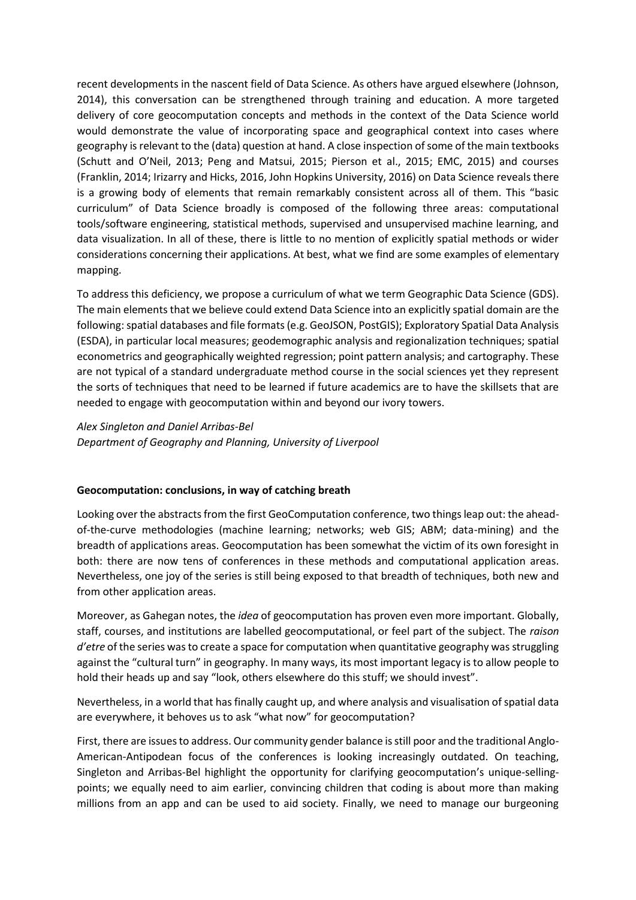recent developments in the nascent field of Data Science. As others have argued elsewhere (Johnson, 2014), this conversation can be strengthened through training and education. A more targeted delivery of core geocomputation concepts and methods in the context of the Data Science world would demonstrate the value of incorporating space and geographical context into cases where geography is relevant to the (data) question at hand. A close inspection of some of the main textbooks (Schutt and O'Neil, 2013; Peng and Matsui, 2015; Pierson et al., 2015; EMC, 2015) and courses (Franklin, 2014; Irizarry and Hicks, 2016, John Hopkins University, 2016) on Data Science reveals there is a growing body of elements that remain remarkably consistent across all of them. This "basic curriculum" of Data Science broadly is composed of the following three areas: computational tools/software engineering, statistical methods, supervised and unsupervised machine learning, and data visualization. In all of these, there is little to no mention of explicitly spatial methods or wider considerations concerning their applications. At best, what we find are some examples of elementary mapping.

To address this deficiency, we propose a curriculum of what we term Geographic Data Science (GDS). The main elements that we believe could extend Data Science into an explicitly spatial domain are the following: spatial databases and file formats (e.g. GeoJSON, PostGIS); Exploratory Spatial Data Analysis (ESDA), in particular local measures; geodemographic analysis and regionalization techniques; spatial econometrics and geographically weighted regression; point pattern analysis; and cartography. These are not typical of a standard undergraduate method course in the social sciences yet they represent the sorts of techniques that need to be learned if future academics are to have the skillsets that are needed to engage with geocomputation within and beyond our ivory towers.

*Alex Singleton and Daniel Arribas-Bel*
*Department of Geography and Planning, University of Liverpool*

**Geocomputation: conclusions, in way of catching breath**

Looking over the abstracts from the first GeoComputation conference, two things leap out: the ahead-of-the-curve methodologies (machine learning; networks; web GIS; ABM; data-mining) and the breadth of applications areas. Geocomputation has been somewhat the victim of its own foresight in both: there are now tens of conferences in these methods and computational application areas. Nevertheless, one joy of the series is still being exposed to that breadth of techniques, both new and from other application areas.

Moreover, as Gahegan notes, the *idea* of geocomputation has proven even more important. Globally, staff, courses, and institutions are labelled geocomputational, or feel part of the subject. The *raison d'etre* of the series was to create a space for computation when quantitative geography was struggling against the "cultural turn" in geography. In many ways, its most important legacy is to allow people to hold their heads up and say "look, others elsewhere do this stuff; we should invest".

Nevertheless, in a world that has finally caught up, and where analysis and visualisation of spatial data are everywhere, it behoves us to ask "what now" for geocomputation?

First, there are issues to address. Our community gender balance is still poor and the traditional Anglo-American-Antipodean focus of the conferences is looking increasingly outdated. On teaching, Singleton and Arribas-Bel highlight the opportunity for clarifying geocomputation's unique-selling-points; we equally need to aim earlier, convincing children that coding is about more than making millions from an app and can be used to aid society. Finally, we need to manage our burgeoning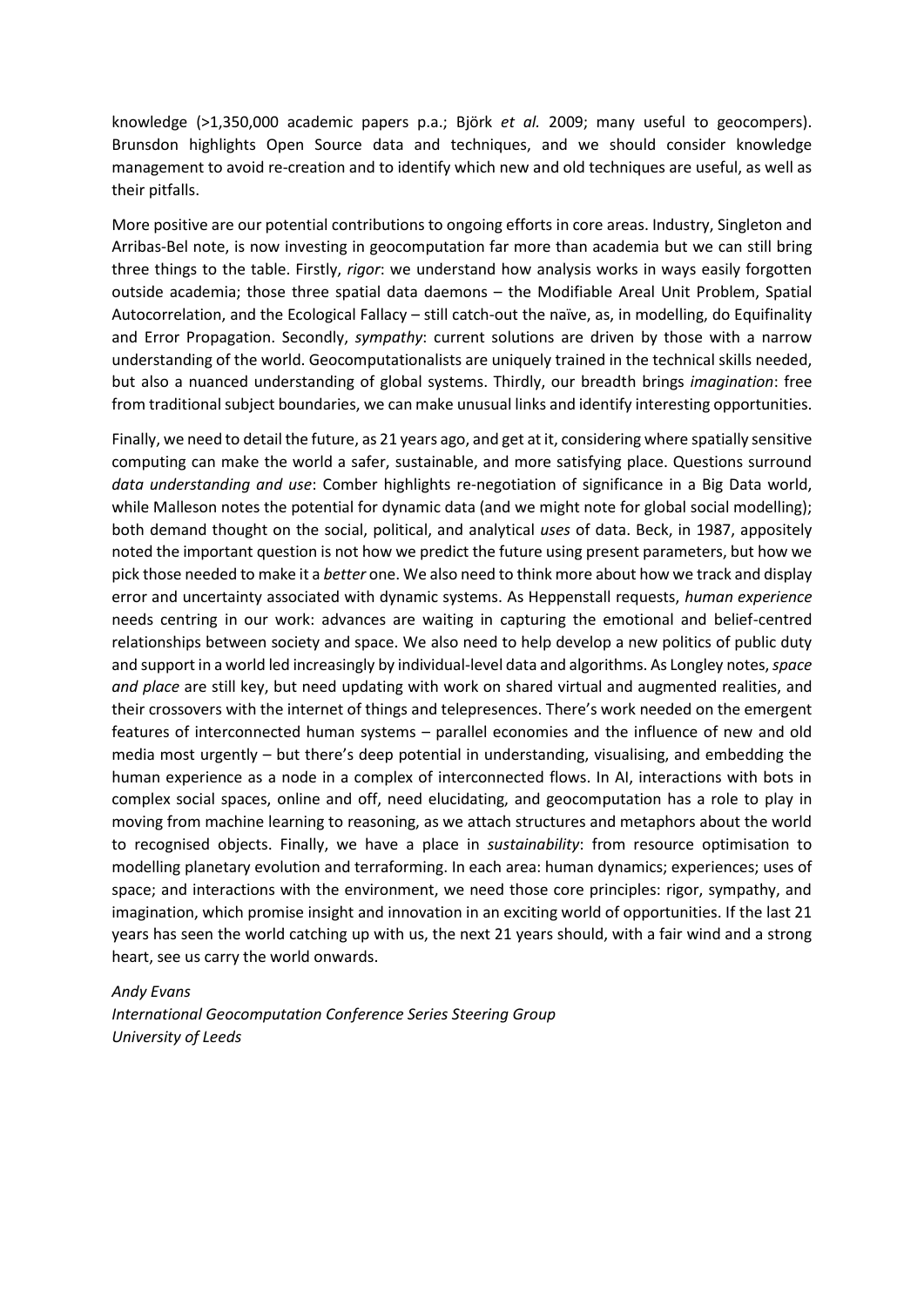knowledge (>1,350,000 academic papers p.a.; Björk *et al.* 2009; many useful to geocompers). Brunsdon highlights Open Source data and techniques, and we should consider knowledge management to avoid re-creation and to identify which new and old techniques are useful, as well as their pitfalls.

More positive are our potential contributions to ongoing efforts in core areas. Industry, Singleton and Arribas-Bel note, is now investing in geocomputation far more than academia but we can still bring three things to the table. Firstly, *rigor*: we understand how analysis works in ways easily forgotten outside academia; those three spatial data daemons – the Modifiable Areal Unit Problem, Spatial Autocorrelation, and the Ecological Fallacy – still catch-out the naïve, as, in modelling, do Equifinality and Error Propagation. Secondly, *sympathy*: current solutions are driven by those with a narrow understanding of the world. Geocomputationalists are uniquely trained in the technical skills needed, but also a nuanced understanding of global systems. Thirdly, our breadth brings *imagination*: free from traditional subject boundaries, we can make unusual links and identify interesting opportunities.

Finally, we need to detail the future, as 21 years ago, and get at it, considering where spatially sensitive computing can make the world a safer, sustainable, and more satisfying place. Questions surround *data understanding and use*: Comber highlights re-negotiation of significance in a Big Data world, while Malleson notes the potential for dynamic data (and we might note for global social modelling); both demand thought on the social, political, and analytical *uses* of data. Beck, in 1987, appositely noted the important question is not how we predict the future using present parameters, but how we pick those needed to make it a *better* one. We also need to think more about how we track and display error and uncertainty associated with dynamic systems. As Heppenstall requests, *human experience* needs centring in our work: advances are waiting in capturing the emotional and belief-centred relationships between society and space. We also need to help develop a new politics of public duty and support in a world led increasingly by individual-level data and algorithms. As Longley notes, *space and place* are still key, but need updating with work on shared virtual and augmented realities, and their crossovers with the internet of things and telepresences. There's work needed on the emergent features of interconnected human systems – parallel economies and the influence of new and old media most urgently – but there's deep potential in understanding, visualising, and embedding the human experience as a node in a complex of interconnected flows. In AI, interactions with bots in complex social spaces, online and off, need elucidating, and geocomputation has a role to play in moving from machine learning to reasoning, as we attach structures and metaphors about the world to recognised objects. Finally, we have a place in *sustainability*: from resource optimisation to modelling planetary evolution and terraforming. In each area: human dynamics; experiences; uses of space; and interactions with the environment, we need those core principles: rigor, sympathy, and imagination, which promise insight and innovation in an exciting world of opportunities. If the last 21 years has seen the world catching up with us, the next 21 years should, with a fair wind and a strong heart, see us carry the world onwards.

*Andy Evans*
*International Geocomputation Conference Series Steering Group*
*University of Leeds*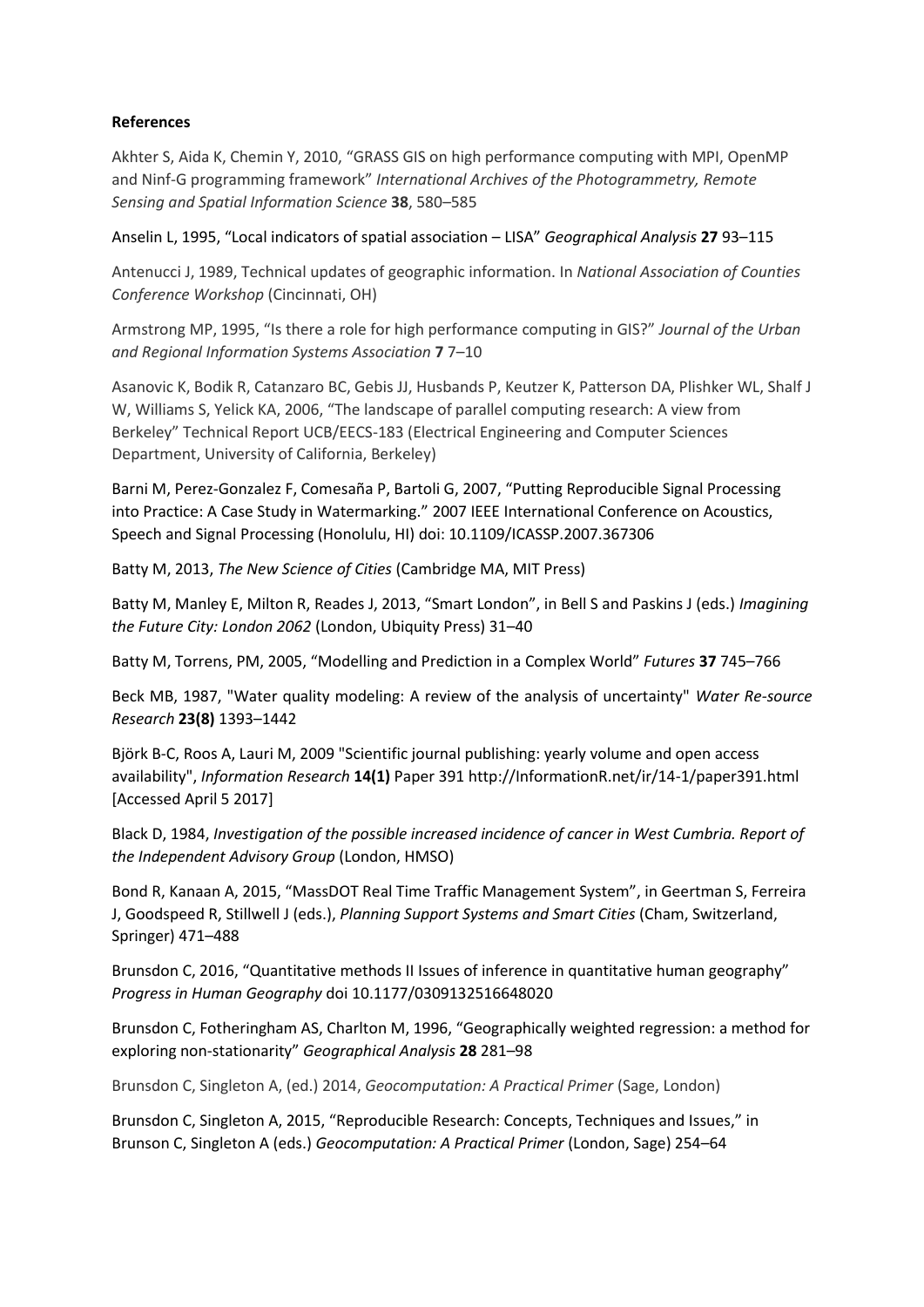**References**

Akhter S, Aida K, Chemin Y, 2010, "GRASS GIS on high performance computing with MPI, OpenMP and Ninf-G programming framework" *International Archives of the Photogrammetry, Remote Sensing and Spatial Information Science* **38**, 580–585

Anselin L, 1995, "Local indicators of spatial association – LISA" *Geographical Analysis* **27** 93–115

Antenucci J, 1989, Technical updates of geographic information. In *National Association of Counties Conference Workshop* (Cincinnati, OH)

Armstrong MP, 1995, "Is there a role for high performance computing in GIS?" *Journal of the Urban and Regional Information Systems Association* **7** 7–10

Asanovic K, Bodik R, Catanzaro BC, Gebis JJ, Husbands P, Keutzer K, Patterson DA, Plishker WL, Shalf J W, Williams S, Yelick KA, 2006, "The landscape of parallel computing research: A view from Berkeley" Technical Report UCB/EECS-183 (Electrical Engineering and Computer Sciences Department, University of California, Berkeley)

Barni M, Perez-Gonzalez F, Comesaña P, Bartoli G, 2007, "Putting Reproducible Signal Processing into Practice: A Case Study in Watermarking." 2007 IEEE International Conference on Acoustics, Speech and Signal Processing (Honolulu, HI) doi: 10.1109/ICASSP.2007.367306

Batty M, 2013, *The New Science of Cities* (Cambridge MA, MIT Press)

Batty M, Manley E, Milton R, Reades J, 2013, "Smart London", in Bell S and Paskins J (eds.) *Imagining the Future City: London 2062* (London, Ubiquity Press) 31–40

Batty M, Torrens, PM, 2005, "Modelling and Prediction in a Complex World" *Futures* **37** 745–766

Beck MB, 1987, "Water quality modeling: A review of the analysis of uncertainty" *Water Re-source Research* **23(8)** 1393–1442

Björk B-C, Roos A, Lauri M, 2009 "Scientific journal publishing: yearly volume and open access availability", *Information Research* **14(1)** Paper 391 http://InformationR.net/ir/14-1/paper391.html [Accessed April 5 2017]

Black D, 1984, *Investigation of the possible increased incidence of cancer in West Cumbria. Report of the Independent Advisory Group* (London, HMSO)

Bond R, Kanaan A, 2015, "MassDOT Real Time Traffic Management System", in Geertman S, Ferreira J, Goodspeed R, Stillwell J (eds.), *Planning Support Systems and Smart Cities* (Cham, Switzerland, Springer) 471–488

Brunsdon C, 2016, "Quantitative methods II Issues of inference in quantitative human geography" *Progress in Human Geography* doi 10.1177/0309132516648020

Brunsdon C, Fotheringham AS, Charlton M, 1996, "Geographically weighted regression: a method for exploring non-stationarity" *Geographical Analysis* **28** 281–98

Brunsdon C, Singleton A, (ed.) 2014, *Geocomputation: A Practical Primer* (Sage, London)

Brunsdon C, Singleton A, 2015, "Reproducible Research: Concepts, Techniques and Issues," in Brunson C, Singleton A (eds.) *Geocomputation: A Practical Primer* (London, Sage) 254–64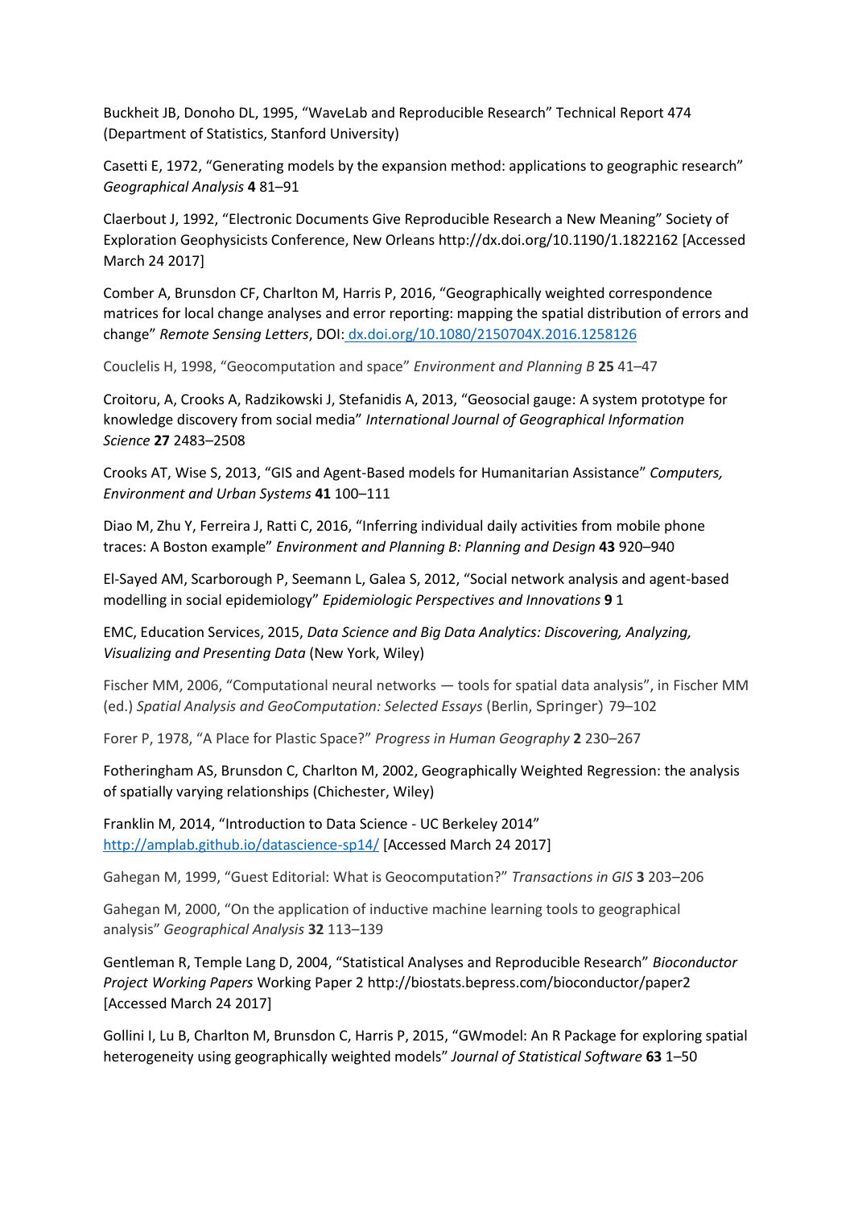Buckheit JB, Donoho DL, 1995, “WaveLab and Reproducible Research” Technical Report 474 (Department of Statistics, Stanford University)

Casetti E, 1972, “Generating models by the expansion method: applications to geographic research” *Geographical Analysis* **4** 81–91

Claerbout J, 1992, “Electronic Documents Give Reproducible Research a New Meaning” Society of Exploration Geophysicists Conference, New Orleans http://dx.doi.org/10.1190/1.1822162 [Accessed March 24 2017]

Comber A, Brunsdon CF, Charlton M, Harris P, 2016, “Geographically weighted correspondence matrices for local change analyses and error reporting: mapping the spatial distribution of errors and change” *Remote Sensing Letters*, DOI: dx.doi.org/10.1080/2150704X.2016.1258126

Couclelis H, 1998, “Geocomputation and space” *Environment and Planning B* **25** 41–47

Croitoru, A, Crooks A, Radzikowski J, Stefanidis A, 2013, “Geosocial gauge: A system prototype for knowledge discovery from social media” *International Journal of Geographical Information Science* **27** 2483–2508

Crooks AT, Wise S, 2013, “GIS and Agent-Based models for Humanitarian Assistance” *Computers, Environment and Urban Systems* **41** 100–111

Diao M, Zhu Y, Ferreira J, Ratti C, 2016, “Inferring individual daily activities from mobile phone traces: A Boston example” *Environment and Planning B: Planning and Design* **43** 920–940

El-Sayed AM, Scarborough P, Seemann L, Galea S, 2012, “Social network analysis and agent-based modelling in social epidemiology” *Epidemiologic Perspectives and Innovations* **9** 1

EMC, Education Services, 2015, *Data Science and Big Data Analytics: Discovering, Analyzing, Visualizing and Presenting Data* (New York, Wiley)

Fischer MM, 2006, “Computational neural networks — tools for spatial data analysis”, in Fischer MM (ed.) *Spatial Analysis and GeoComputation: Selected Essays* (Berlin, Springer) 79–102

Forer P, 1978, “A Place for Plastic Space?” *Progress in Human Geography* **2** 230–267

Fotheringham AS, Brunsdon C, Charlton M, 2002, Geographically Weighted Regression: the analysis of spatially varying relationships (Chichester, Wiley)

Franklin M, 2014, “Introduction to Data Science - UC Berkeley 2014” http://amplab.github.io/datascience-sp14/ [Accessed March 24 2017]

Gahegan M, 1999, “Guest Editorial: What is Geocomputation?” *Transactions in GIS* **3** 203–206

Gahegan M, 2000, “On the application of inductive machine learning tools to geographical analysis” *Geographical Analysis* **32** 113–139

Gentleman R, Temple Lang D, 2004, “Statistical Analyses and Reproducible Research” *Bioconductor Project Working Papers* Working Paper 2 http://biostats.bepress.com/bioconductor/paper2 [Accessed March 24 2017]

Gollini I, Lu B, Charlton M, Brunsdon C, Harris P, 2015, “GWmodel: An R Package for exploring spatial heterogeneity using geographically weighted models” *Journal of Statistical Software* **63** 1–50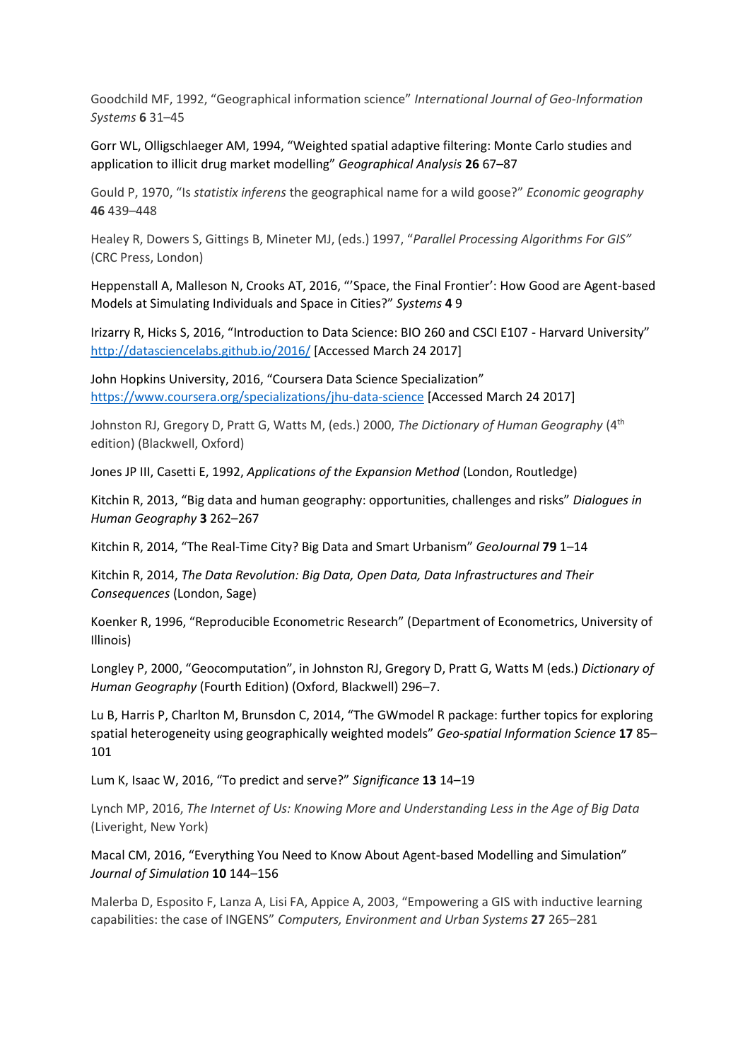Goodchild MF, 1992, “Geographical information science” *International Journal of Geo-Information Systems* **6** 31–45

Gorr WL, Olligschlaeger AM, 1994, “Weighted spatial adaptive filtering: Monte Carlo studies and application to illicit drug market modelling” *Geographical Analysis* **26** 67–87

Gould P, 1970, “Is *statistix inferens* the geographical name for a wild goose?” *Economic geography* **46** 439–448

Healey R, Dowers S, Gittings B, Mineter MJ, (eds.) 1997, “*Parallel Processing Algorithms For GIS”* (CRC Press, London)

Heppenstall A, Malleson N, Crooks AT, 2016, “‘Space, the Final Frontier’: How Good are Agent-based Models at Simulating Individuals and Space in Cities?” *Systems* **4** 9

Irizarry R, Hicks S, 2016, “Introduction to Data Science: BIO 260 and CSCI E107 - Harvard University” http://datasciencelabs.github.io/2016/ [Accessed March 24 2017]

John Hopkins University, 2016, “Coursera Data Science Specialization” https://www.coursera.org/specializations/jhu-data-science [Accessed March 24 2017]

Johnston RJ, Gregory D, Pratt G, Watts M, (eds.) 2000, *The Dictionary of Human Geography* (4th edition) (Blackwell, Oxford)

Jones JP III, Casetti E, 1992, *Applications of the Expansion Method* (London, Routledge)

Kitchin R, 2013, “Big data and human geography: opportunities, challenges and risks” *Dialogues in Human Geography* **3** 262–267

Kitchin R, 2014, “The Real-Time City? Big Data and Smart Urbanism” *GeoJournal* **79** 1–14

Kitchin R, 2014, *The Data Revolution: Big Data, Open Data, Data Infrastructures and Their Consequences* (London, Sage)

Koenker R, 1996, “Reproducible Econometric Research” (Department of Econometrics, University of Illinois)

Longley P, 2000, “Geocomputation”, in Johnston RJ, Gregory D, Pratt G, Watts M (eds.) *Dictionary of Human Geography* (Fourth Edition) (Oxford, Blackwell) 296–7.

Lu B, Harris P, Charlton M, Brunsdon C, 2014, “The GWmodel R package: further topics for exploring spatial heterogeneity using geographically weighted models” *Geo-spatial Information Science* **17** 85–101

Lum K, Isaac W, 2016, “To predict and serve?” *Significance* **13** 14–19

Lynch MP, 2016, *The Internet of Us: Knowing More and Understanding Less in the Age of Big Data* (Liveright, New York)

Macal CM, 2016, “Everything You Need to Know About Agent-based Modelling and Simulation” *Journal of Simulation* **10** 144–156

Malerba D, Esposito F, Lanza A, Lisi FA, Appice A, 2003, “Empowering a GIS with inductive learning capabilities: the case of INGENS” *Computers, Environment and Urban Systems* **27** 265–281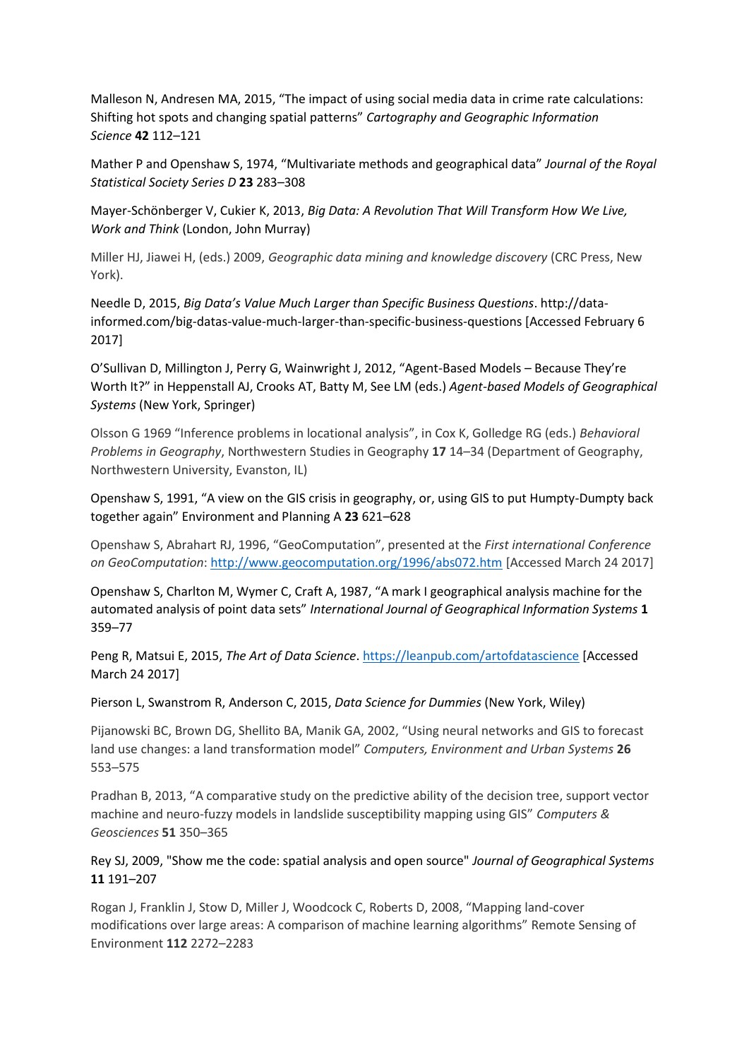Malleson N, Andresen MA, 2015, "The impact of using social media data in crime rate calculations: Shifting hot spots and changing spatial patterns" *Cartography and Geographic Information Science* **42** 112–121

Mather P and Openshaw S, 1974, "Multivariate methods and geographical data" *Journal of the Royal Statistical Society Series D* **23** 283–308

Mayer-Schönberger V, Cukier K, 2013, *Big Data: A Revolution That Will Transform How We Live, Work and Think* (London, John Murray)

Miller HJ, Jiawei H, (eds.) 2009, *Geographic data mining and knowledge discovery* (CRC Press, New York).

Needle D, 2015, *Big Data's Value Much Larger than Specific Business Questions*. http://data-informed.com/big-datas-value-much-larger-than-specific-business-questions [Accessed February 6 2017]

O'Sullivan D, Millington J, Perry G, Wainwright J, 2012, "Agent-Based Models – Because They're Worth It?" in Heppenstall AJ, Crooks AT, Batty M, See LM (eds.) *Agent-based Models of Geographical Systems* (New York, Springer)

Olsson G 1969 "Inference problems in locational analysis", in Cox K, Golledge RG (eds.) *Behavioral Problems in Geography*, Northwestern Studies in Geography **17** 14–34 (Department of Geography, Northwestern University, Evanston, IL)

Openshaw S, 1991, "A view on the GIS crisis in geography, or, using GIS to put Humpty-Dumpty back together again" Environment and Planning A **23** 621–628

Openshaw S, Abrahart RJ, 1996, "GeoComputation", presented at the *First international Conference on GeoComputation*: http://www.geocomputation.org/1996/abs072.htm [Accessed March 24 2017]

Openshaw S, Charlton M, Wymer C, Craft A, 1987, "A mark I geographical analysis machine for the automated analysis of point data sets" *International Journal of Geographical Information Systems* **1** 359–77

Peng R, Matsui E, 2015, *The Art of Data Science*. https://leanpub.com/artofdatascience [Accessed March 24 2017]

Pierson L, Swanstrom R, Anderson C, 2015, *Data Science for Dummies* (New York, Wiley)

Pijanowski BC, Brown DG, Shellito BA, Manik GA, 2002, "Using neural networks and GIS to forecast land use changes: a land transformation model" *Computers, Environment and Urban Systems* **26** 553–575

Pradhan B, 2013, "A comparative study on the predictive ability of the decision tree, support vector machine and neuro-fuzzy models in landslide susceptibility mapping using GIS" *Computers & Geosciences* **51** 350–365

Rey SJ, 2009, "Show me the code: spatial analysis and open source" *Journal of Geographical Systems* **11** 191–207

Rogan J, Franklin J, Stow D, Miller J, Woodcock C, Roberts D, 2008, "Mapping land-cover modifications over large areas: A comparison of machine learning algorithms" Remote Sensing of Environment **112** 2272–2283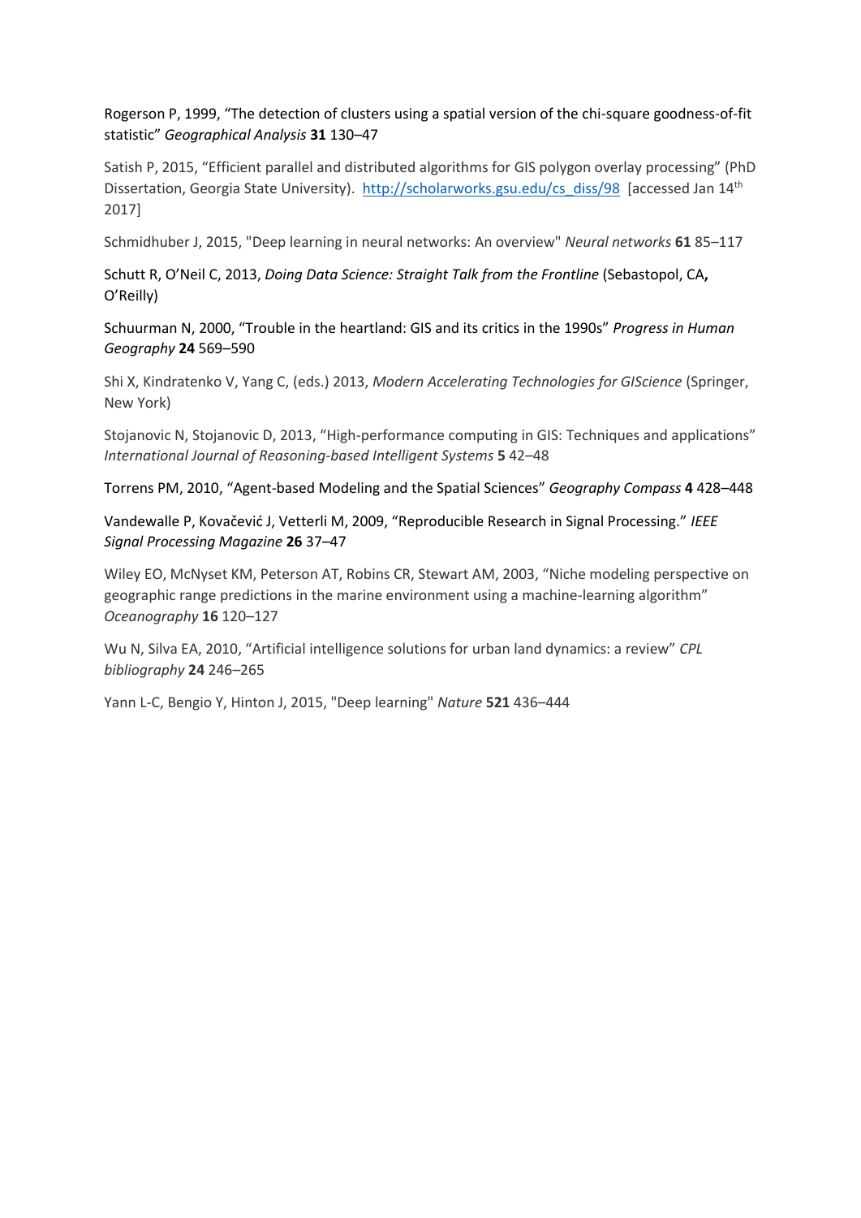Rogerson P, 1999, “The detection of clusters using a spatial version of the chi-square goodness-of-fit statistic” *Geographical Analysis* **31** 130–47

Satish P, 2015, “Efficient parallel and distributed algorithms for GIS polygon overlay processing” (PhD Dissertation, Georgia State University). http://scholarworks.gsu.edu/cs_diss/98 [accessed Jan 14th 2017]

Schmidhuber J, 2015, "Deep learning in neural networks: An overview" *Neural networks* **61** 85–117

Schutt R, O’Neil C, 2013, *Doing Data Science: Straight Talk from the Frontline* (Sebastopol, CA**,** O’Reilly)

Schuurman N, 2000, “Trouble in the heartland: GIS and its critics in the 1990s” *Progress in Human Geography* **24** 569–590

Shi X, Kindratenko V, Yang C, (eds.) 2013, *Modern Accelerating Technologies for GIScience* (Springer, New York)

Stojanovic N, Stojanovic D, 2013, “High-performance computing in GIS: Techniques and applications” *International Journal of Reasoning-based Intelligent Systems* **5** 42–48

Torrens PM, 2010, “Agent-based Modeling and the Spatial Sciences” *Geography Compass* **4** 428–448

Vandewalle P, Kovačević J, Vetterli M, 2009, “Reproducible Research in Signal Processing.” *IEEE Signal Processing Magazine* **26** 37–47

Wiley EO, McNyset KM, Peterson AT, Robins CR, Stewart AM, 2003, “Niche modeling perspective on geographic range predictions in the marine environment using a machine-learning algorithm” *Oceanography* **16** 120–127

Wu N, Silva EA, 2010, “Artificial intelligence solutions for urban land dynamics: a review” *CPL bibliography* **24** 246–265

Yann L-C, Bengio Y, Hinton J, 2015, "Deep learning" *Nature* **521** 436–444